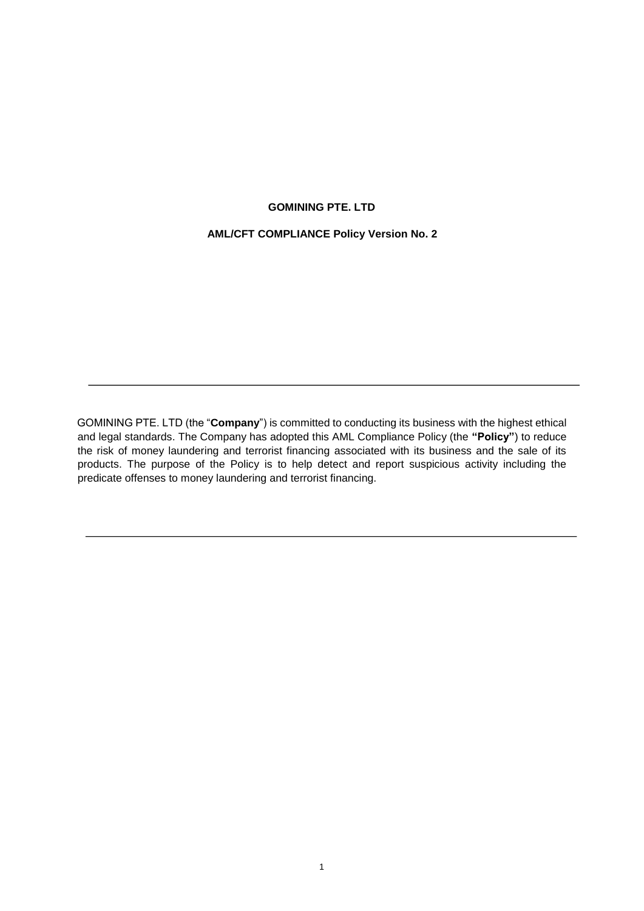# GOMINING PTE. LTD

## AML/CFT COMPLIANCE Policy Version No. 2

---

GOMINING PTE. LTD (the "**Company**") is committed to conducting its business with the highest ethical and legal standards. The Company has adopted this AML Compliance Policy (the **"Policy"**) to reduce the risk of money laundering and terrorist financing associated with its business and the sale of its products. The purpose of the Policy is to help detect and report suspicious activity including the predicate offenses to money laundering and terrorist financing.

---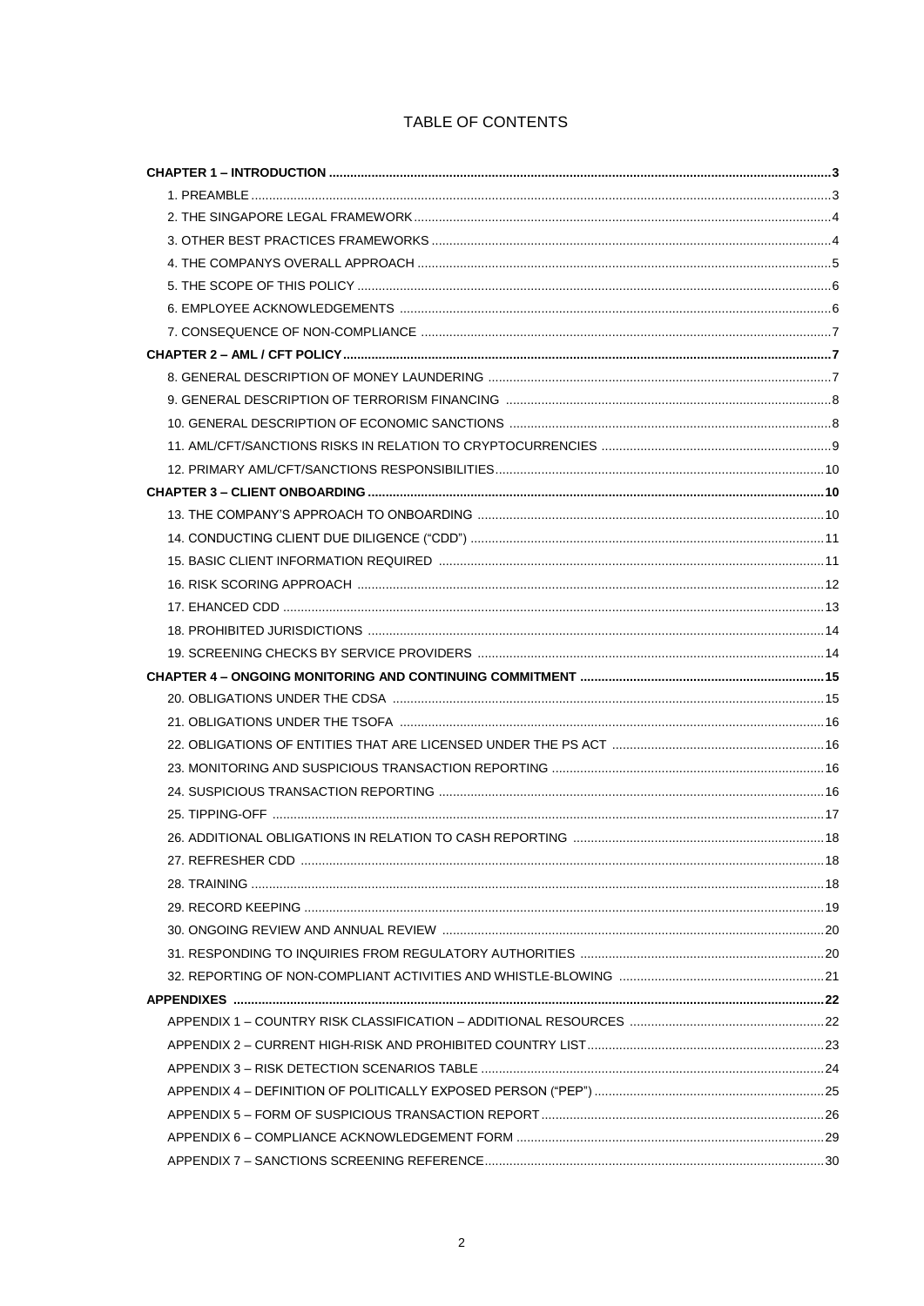# TABLE OF CONTENTS

**CHAPTER 1 – INTRODUCTION** ........ 3

- 1. PREAMBLE ........ 3
- 2. THE SINGAPORE LEGAL FRAMEWORK ........ 4
- 3. OTHER BEST PRACTICES FRAMEWORKS ........ 4
- 4. THE COMPANYS OVERALL APPROACH ........ 5
- 5. THE SCOPE OF THIS POLICY ........ 6
- 6. EMPLOYEE ACKNOWLEDGEMENTS ........ 6
- 7. CONSEQUENCE OF NON-COMPLIANCE ........ 7

**CHAPTER 2 – AML / CFT POLICY** ........ 7

- 8. GENERAL DESCRIPTION OF MONEY LAUNDERING ........ 7
- 9. GENERAL DESCRIPTION OF TERRORISM FINANCING ........ 8
- 10. GENERAL DESCRIPTION OF ECONOMIC SANCTIONS ........ 8
- 11. AML/CFT/SANCTIONS RISKS IN RELATION TO CRYPTOCURRENCIES ........ 9
- 12. PRIMARY AML/CFT/SANCTIONS RESPONSIBILITIES ........ 10

**CHAPTER 3 – CLIENT ONBOARDING** ........ 10

- 13. THE COMPANY'S APPROACH TO ONBOARDING ........ 10
- 14. CONDUCTING CLIENT DUE DILIGENCE ("CDD") ........ 11
- 15. BASIC CLIENT INFORMATION REQUIRED ........ 11
- 16. RISK SCORING APPROACH ........ 12
- 17. EHANCED CDD ........ 13
- 18. PROHIBITED JURISDICTIONS ........ 14
- 19. SCREENING CHECKS BY SERVICE PROVIDERS ........ 14

**CHAPTER 4 – ONGOING MONITORING AND CONTINUING COMMITMENT** ........ 15

- 20. OBLIGATIONS UNDER THE CDSA ........ 15
- 21. OBLIGATIONS UNDER THE TSOFA ........ 16
- 22. OBLIGATIONS OF ENTITIES THAT ARE LICENSED UNDER THE PS ACT ........ 16
- 23. MONITORING AND SUSPICIOUS TRANSACTION REPORTING ........ 16
- 24. SUSPICIOUS TRANSACTION REPORTING ........ 16
- 25. TIPPING-OFF ........ 17
- 26. ADDITIONAL OBLIGATIONS IN RELATION TO CASH REPORTING ........ 18
- 27. REFRESHER CDD ........ 18
- 28. TRAINING ........ 18
- 29. RECORD KEEPING ........ 19
- 30. ONGOING REVIEW AND ANNUAL REVIEW ........ 20
- 31. RESPONDING TO INQUIRIES FROM REGULATORY AUTHORITIES ........ 20
- 32. REPORTING OF NON-COMPLIANT ACTIVITIES AND WHISTLE-BLOWING ........ 21

**APPENDIXES** ........ 22

- APPENDIX 1 – COUNTRY RISK CLASSIFICATION – ADDITIONAL RESOURCES ........ 22
- APPENDIX 2 – CURRENT HIGH-RISK AND PROHIBITED COUNTRY LIST ........ 23
- APPENDIX 3 – RISK DETECTION SCENARIOS TABLE ........ 24
- APPENDIX 4 – DEFINITION OF POLITICALLY EXPOSED PERSON ("PEP") ........ 25
- APPENDIX 5 – FORM OF SUSPICIOUS TRANSACTION REPORT ........ 26
- APPENDIX 6 – COMPLIANCE ACKNOWLEDGEMENT FORM ........ 29
- APPENDIX 7 – SANCTIONS SCREENING REFERENCE ........ 30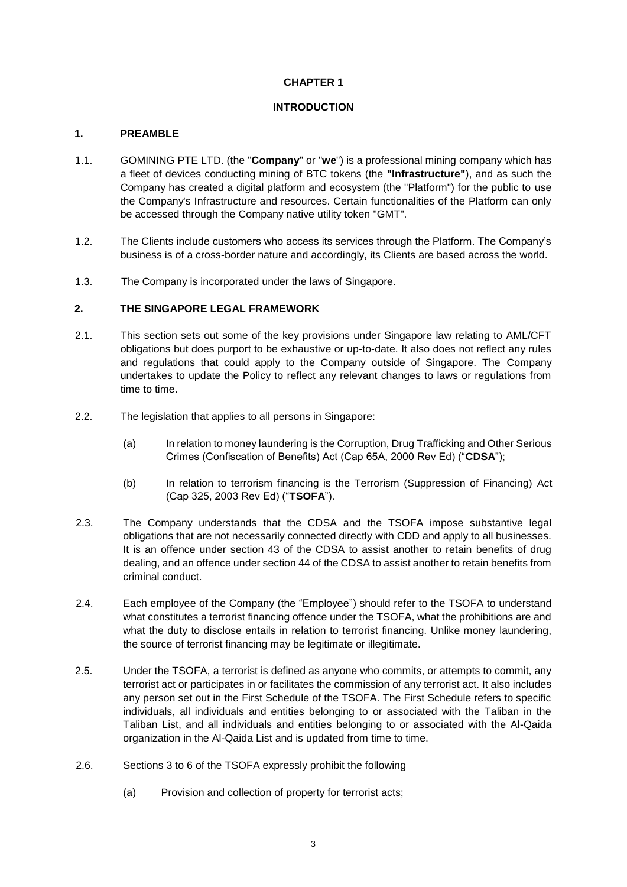# CHAPTER 1

# INTRODUCTION

## 1. PREAMBLE

1.1. GOMINING PTE LTD. (the "**Company**" or "**we**") is a professional mining company which has a fleet of devices conducting mining of BTC tokens (the **"Infrastructure"**), and as such the Company has created a digital platform and ecosystem (the "Platform") for the public to use the Company's Infrastructure and resources. Certain functionalities of the Platform can only be accessed through the Company native utility token "GMT".

1.2. The Clients include customers who access its services through the Platform. The Company's business is of a cross-border nature and accordingly, its Clients are based across the world.

1.3. The Company is incorporated under the laws of Singapore.

## 2. THE SINGAPORE LEGAL FRAMEWORK

2.1. This section sets out some of the key provisions under Singapore law relating to AML/CFT obligations but does purport to be exhaustive or up-to-date. It also does not reflect any rules and regulations that could apply to the Company outside of Singapore. The Company undertakes to update the Policy to reflect any relevant changes to laws or regulations from time to time.

2.2. The legislation that applies to all persons in Singapore:

(a) In relation to money laundering is the Corruption, Drug Trafficking and Other Serious Crimes (Confiscation of Benefits) Act (Cap 65A, 2000 Rev Ed) ("**CDSA**");

(b) In relation to terrorism financing is the Terrorism (Suppression of Financing) Act (Cap 325, 2003 Rev Ed) ("**TSOFA**").

2.3. The Company understands that the CDSA and the TSOFA impose substantive legal obligations that are not necessarily connected directly with CDD and apply to all businesses. It is an offence under section 43 of the CDSA to assist another to retain benefits of drug dealing, and an offence under section 44 of the CDSA to assist another to retain benefits from criminal conduct.

2.4. Each employee of the Company (the "Employee") should refer to the TSOFA to understand what constitutes a terrorist financing offence under the TSOFA, what the prohibitions are and what the duty to disclose entails in relation to terrorist financing. Unlike money laundering, the source of terrorist financing may be legitimate or illegitimate.

2.5. Under the TSOFA, a terrorist is defined as anyone who commits, or attempts to commit, any terrorist act or participates in or facilitates the commission of any terrorist act. It also includes any person set out in the First Schedule of the TSOFA. The First Schedule refers to specific individuals, all individuals and entities belonging to or associated with the Taliban in the Taliban List, and all individuals and entities belonging to or associated with the Al-Qaida organization in the Al-Qaida List and is updated from time to time.

2.6. Sections 3 to 6 of the TSOFA expressly prohibit the following

(a) Provision and collection of property for terrorist acts;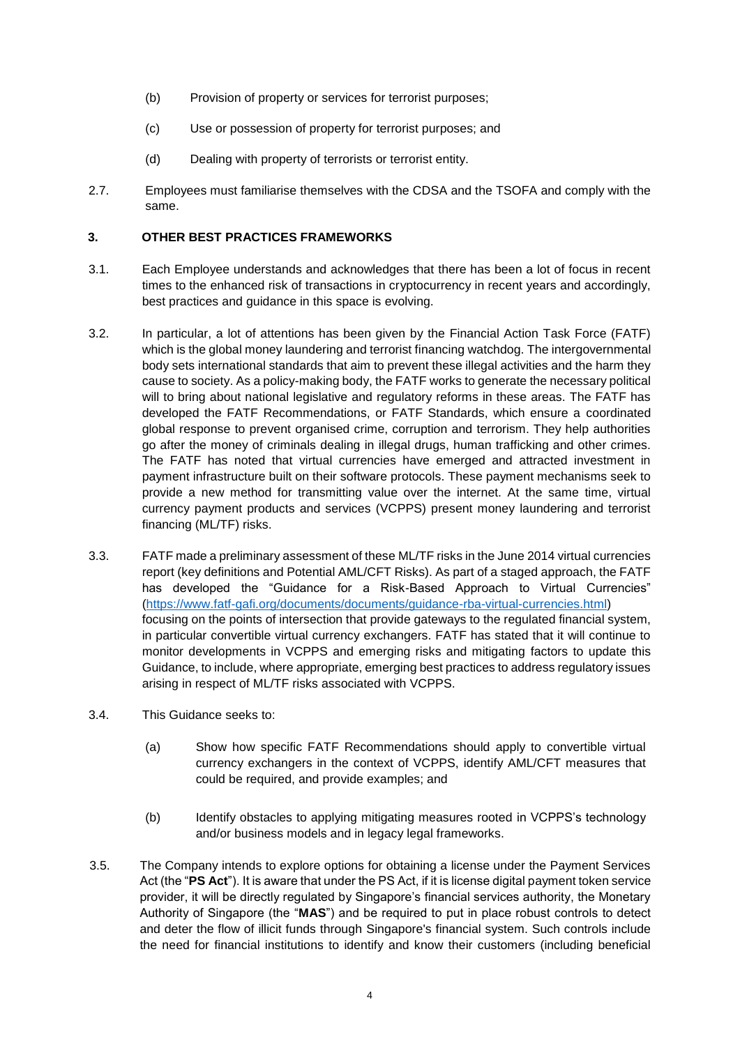(b) Provision of property or services for terrorist purposes;

(c) Use or possession of property for terrorist purposes; and

(d) Dealing with property of terrorists or terrorist entity.

2.7. Employees must familiarise themselves with the CDSA and the TSOFA and comply with the same.

## 3. OTHER BEST PRACTICES FRAMEWORKS

3.1. Each Employee understands and acknowledges that there has been a lot of focus in recent times to the enhanced risk of transactions in cryptocurrency in recent years and accordingly, best practices and guidance in this space is evolving.

3.2. In particular, a lot of attentions has been given by the Financial Action Task Force (FATF) which is the global money laundering and terrorist financing watchdog. The intergovernmental body sets international standards that aim to prevent these illegal activities and the harm they cause to society. As a policy-making body, the FATF works to generate the necessary political will to bring about national legislative and regulatory reforms in these areas. The FATF has developed the FATF Recommendations, or FATF Standards, which ensure a coordinated global response to prevent organised crime, corruption and terrorism. They help authorities go after the money of criminals dealing in illegal drugs, human trafficking and other crimes. The FATF has noted that virtual currencies have emerged and attracted investment in payment infrastructure built on their software protocols. These payment mechanisms seek to provide a new method for transmitting value over the internet. At the same time, virtual currency payment products and services (VCPPS) present money laundering and terrorist financing (ML/TF) risks.

3.3. FATF made a preliminary assessment of these ML/TF risks in the June 2014 virtual currencies report (key definitions and Potential AML/CFT Risks). As part of a staged approach, the FATF has developed the "Guidance for a Risk-Based Approach to Virtual Currencies" (https://www.fatf-gafi.org/documents/documents/guidance-rba-virtual-currencies.html) focusing on the points of intersection that provide gateways to the regulated financial system, in particular convertible virtual currency exchangers. FATF has stated that it will continue to monitor developments in VCPPS and emerging risks and mitigating factors to update this Guidance, to include, where appropriate, emerging best practices to address regulatory issues arising in respect of ML/TF risks associated with VCPPS.

3.4. This Guidance seeks to:

(a) Show how specific FATF Recommendations should apply to convertible virtual currency exchangers in the context of VCPPS, identify AML/CFT measures that could be required, and provide examples; and

(b) Identify obstacles to applying mitigating measures rooted in VCPPS's technology and/or business models and in legacy legal frameworks.

3.5. The Company intends to explore options for obtaining a license under the Payment Services Act (the "**PS Act**"). It is aware that under the PS Act, if it is license digital payment token service provider, it will be directly regulated by Singapore's financial services authority, the Monetary Authority of Singapore (the "**MAS**") and be required to put in place robust controls to detect and deter the flow of illicit funds through Singapore's financial system. Such controls include the need for financial institutions to identify and know their customers (including beneficial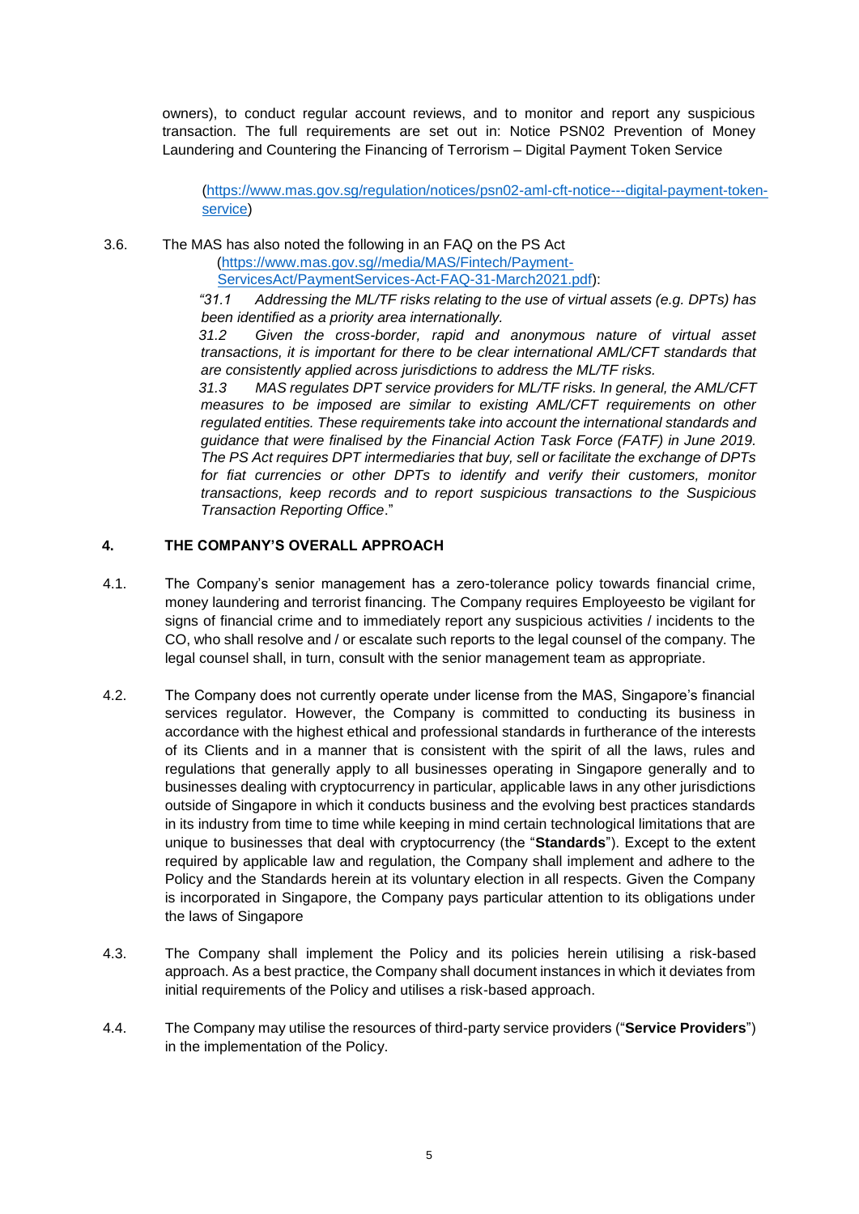owners), to conduct regular account reviews, and to monitor and report any suspicious transaction. The full requirements are set out in: Notice PSN02 Prevention of Money Laundering and Countering the Financing of Terrorism – Digital Payment Token Service

(https://www.mas.gov.sg/regulation/notices/psn02-aml-cft-notice---digital-payment-token-service)

3.6. The MAS has also noted the following in an FAQ on the PS Act (https://www.mas.gov.sg//media/MAS/Fintech/Payment-ServicesAct/PaymentServices-Act-FAQ-31-March2021.pdf):

*"31.1 Addressing the ML/TF risks relating to the use of virtual assets (e.g. DPTs) has been identified as a priority area internationally.*

*31.2 Given the cross-border, rapid and anonymous nature of virtual asset transactions, it is important for there to be clear international AML/CFT standards that are consistently applied across jurisdictions to address the ML/TF risks.*

*31.3 MAS regulates DPT service providers for ML/TF risks. In general, the AML/CFT measures to be imposed are similar to existing AML/CFT requirements on other regulated entities. These requirements take into account the international standards and guidance that were finalised by the Financial Action Task Force (FATF) in June 2019. The PS Act requires DPT intermediaries that buy, sell or facilitate the exchange of DPTs for fiat currencies or other DPTs to identify and verify their customers, monitor transactions, keep records and to report suspicious transactions to the Suspicious Transaction Reporting Office*."

## 4. THE COMPANY'S OVERALL APPROACH

4.1. The Company's senior management has a zero-tolerance policy towards financial crime, money laundering and terrorist financing. The Company requires Employeesto be vigilant for signs of financial crime and to immediately report any suspicious activities / incidents to the CO, who shall resolve and / or escalate such reports to the legal counsel of the company. The legal counsel shall, in turn, consult with the senior management team as appropriate.

4.2. The Company does not currently operate under license from the MAS, Singapore's financial services regulator. However, the Company is committed to conducting its business in accordance with the highest ethical and professional standards in furtherance of the interests of its Clients and in a manner that is consistent with the spirit of all the laws, rules and regulations that generally apply to all businesses operating in Singapore generally and to businesses dealing with cryptocurrency in particular, applicable laws in any other jurisdictions outside of Singapore in which it conducts business and the evolving best practices standards in its industry from time to time while keeping in mind certain technological limitations that are unique to businesses that deal with cryptocurrency (the "**Standards**"). Except to the extent required by applicable law and regulation, the Company shall implement and adhere to the Policy and the Standards herein at its voluntary election in all respects. Given the Company is incorporated in Singapore, the Company pays particular attention to its obligations under the laws of Singapore

4.3. The Company shall implement the Policy and its policies herein utilising a risk-based approach. As a best practice, the Company shall document instances in which it deviates from initial requirements of the Policy and utilises a risk-based approach.

4.4. The Company may utilise the resources of third-party service providers ("**Service Providers**") in the implementation of the Policy.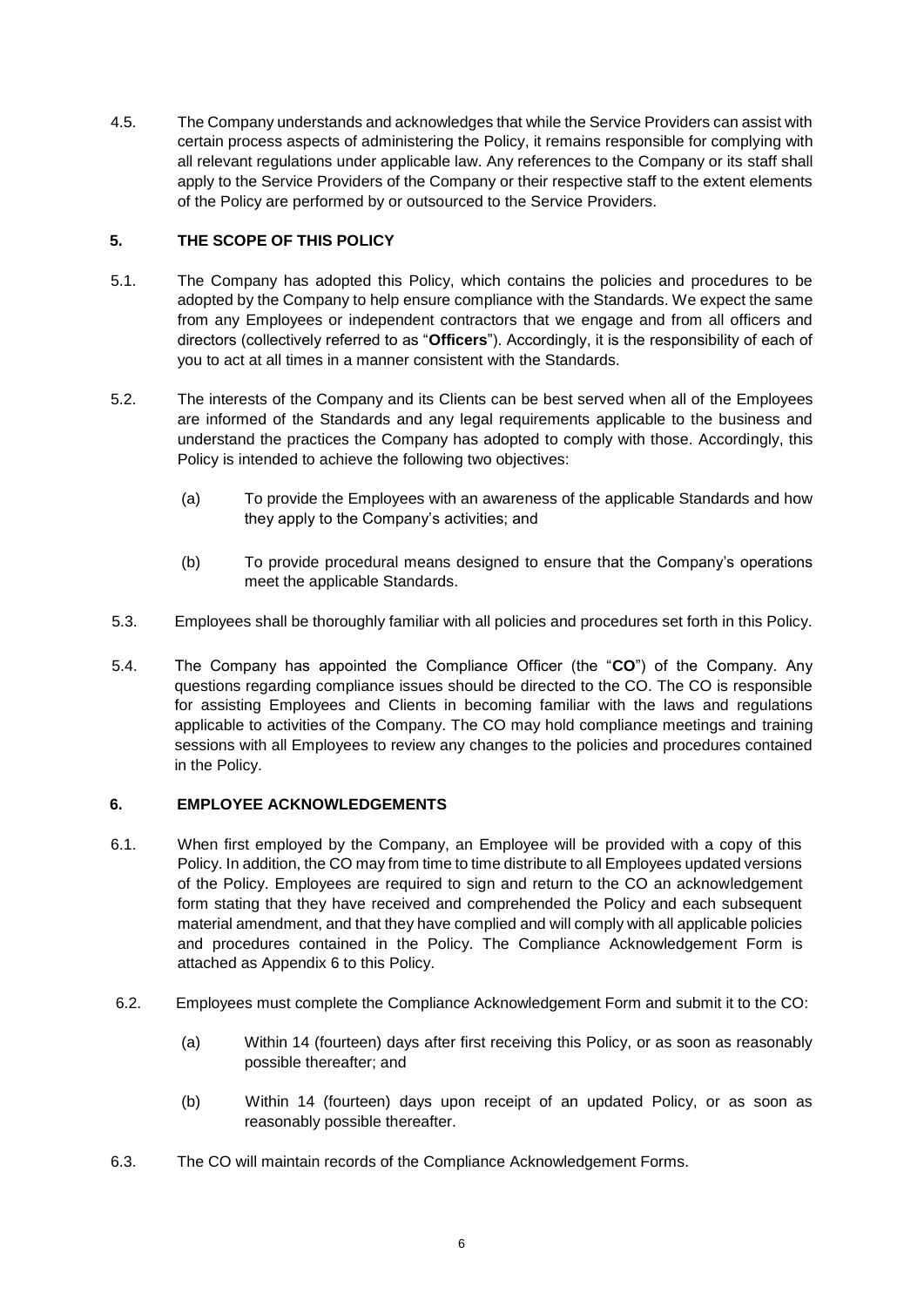4.5. The Company understands and acknowledges that while the Service Providers can assist with certain process aspects of administering the Policy, it remains responsible for complying with all relevant regulations under applicable law. Any references to the Company or its staff shall apply to the Service Providers of the Company or their respective staff to the extent elements of the Policy are performed by or outsourced to the Service Providers.

## 5. THE SCOPE OF THIS POLICY

5.1. The Company has adopted this Policy, which contains the policies and procedures to be adopted by the Company to help ensure compliance with the Standards. We expect the same from any Employees or independent contractors that we engage and from all officers and directors (collectively referred to as "**Officers**"). Accordingly, it is the responsibility of each of you to act at all times in a manner consistent with the Standards.

5.2. The interests of the Company and its Clients can be best served when all of the Employees are informed of the Standards and any legal requirements applicable to the business and understand the practices the Company has adopted to comply with those. Accordingly, this Policy is intended to achieve the following two objectives:

(a) To provide the Employees with an awareness of the applicable Standards and how they apply to the Company's activities; and

(b) To provide procedural means designed to ensure that the Company's operations meet the applicable Standards.

5.3. Employees shall be thoroughly familiar with all policies and procedures set forth in this Policy.

5.4. The Company has appointed the Compliance Officer (the "**CO**") of the Company. Any questions regarding compliance issues should be directed to the CO. The CO is responsible for assisting Employees and Clients in becoming familiar with the laws and regulations applicable to activities of the Company. The CO may hold compliance meetings and training sessions with all Employees to review any changes to the policies and procedures contained in the Policy.

## 6. EMPLOYEE ACKNOWLEDGEMENTS

6.1. When first employed by the Company, an Employee will be provided with a copy of this Policy. In addition, the CO may from time to time distribute to all Employees updated versions of the Policy. Employees are required to sign and return to the CO an acknowledgement form stating that they have received and comprehended the Policy and each subsequent material amendment, and that they have complied and will comply with all applicable policies and procedures contained in the Policy. The Compliance Acknowledgement Form is attached as Appendix 6 to this Policy.

6.2. Employees must complete the Compliance Acknowledgement Form and submit it to the CO:

(a) Within 14 (fourteen) days after first receiving this Policy, or as soon as reasonably possible thereafter; and

(b) Within 14 (fourteen) days upon receipt of an updated Policy, or as soon as reasonably possible thereafter.

6.3. The CO will maintain records of the Compliance Acknowledgement Forms.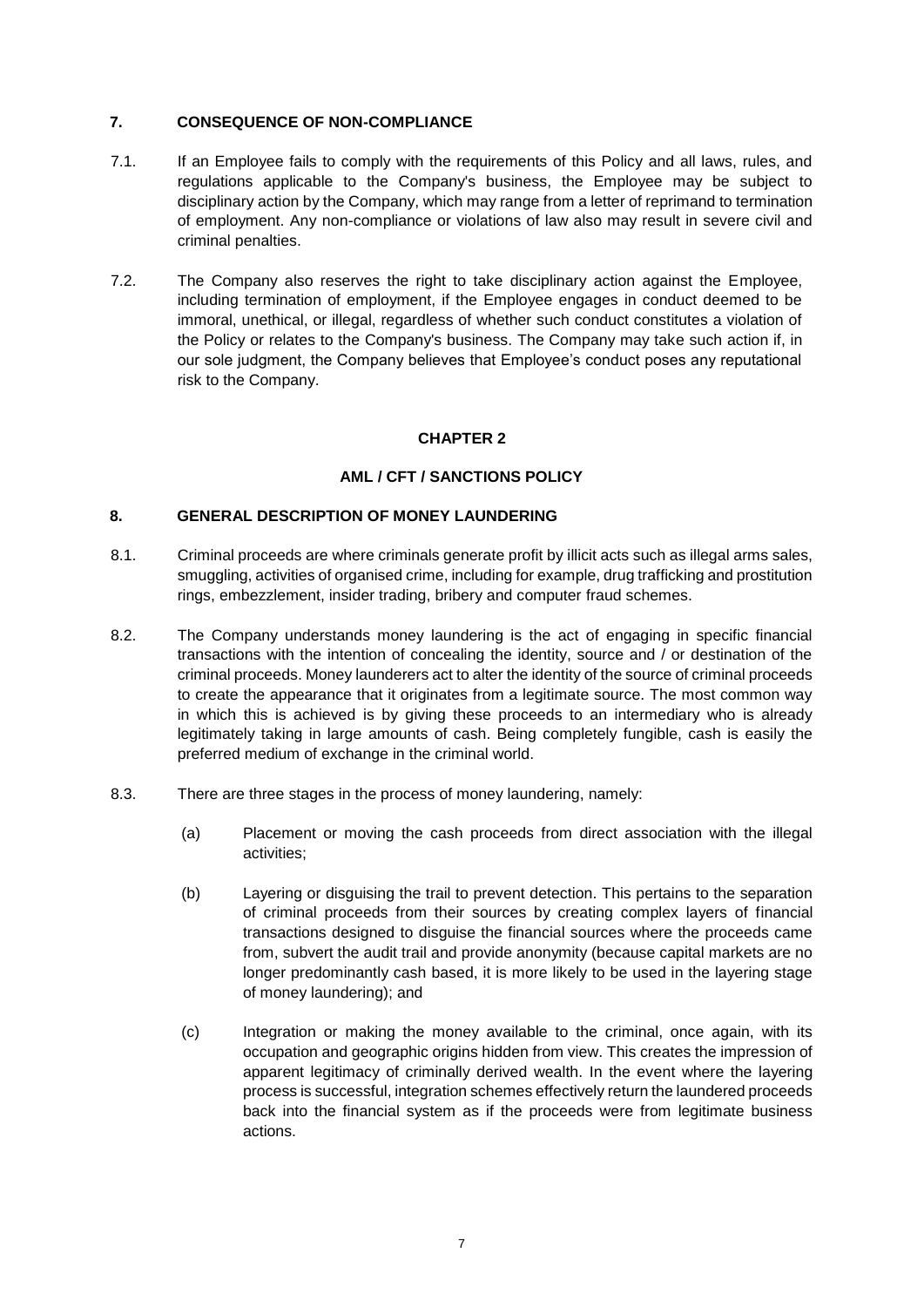## 7. CONSEQUENCE OF NON-COMPLIANCE

7.1. If an Employee fails to comply with the requirements of this Policy and all laws, rules, and regulations applicable to the Company's business, the Employee may be subject to disciplinary action by the Company, which may range from a letter of reprimand to termination of employment. Any non-compliance or violations of law also may result in severe civil and criminal penalties.

7.2. The Company also reserves the right to take disciplinary action against the Employee, including termination of employment, if the Employee engages in conduct deemed to be immoral, unethical, or illegal, regardless of whether such conduct constitutes a violation of the Policy or relates to the Company's business. The Company may take such action if, in our sole judgment, the Company believes that Employee's conduct poses any reputational risk to the Company.

# CHAPTER 2

# AML / CFT / SANCTIONS POLICY

## 8. GENERAL DESCRIPTION OF MONEY LAUNDERING

8.1. Criminal proceeds are where criminals generate profit by illicit acts such as illegal arms sales, smuggling, activities of organised crime, including for example, drug trafficking and prostitution rings, embezzlement, insider trading, bribery and computer fraud schemes.

8.2. The Company understands money laundering is the act of engaging in specific financial transactions with the intention of concealing the identity, source and / or destination of the criminal proceeds. Money launderers act to alter the identity of the source of criminal proceeds to create the appearance that it originates from a legitimate source. The most common way in which this is achieved is by giving these proceeds to an intermediary who is already legitimately taking in large amounts of cash. Being completely fungible, cash is easily the preferred medium of exchange in the criminal world.

8.3. There are three stages in the process of money laundering, namely:

(a) Placement or moving the cash proceeds from direct association with the illegal activities;

(b) Layering or disguising the trail to prevent detection. This pertains to the separation of criminal proceeds from their sources by creating complex layers of financial transactions designed to disguise the financial sources where the proceeds came from, subvert the audit trail and provide anonymity (because capital markets are no longer predominantly cash based, it is more likely to be used in the layering stage of money laundering); and

(c) Integration or making the money available to the criminal, once again, with its occupation and geographic origins hidden from view. This creates the impression of apparent legitimacy of criminally derived wealth. In the event where the layering process is successful, integration schemes effectively return the laundered proceeds back into the financial system as if the proceeds were from legitimate business actions.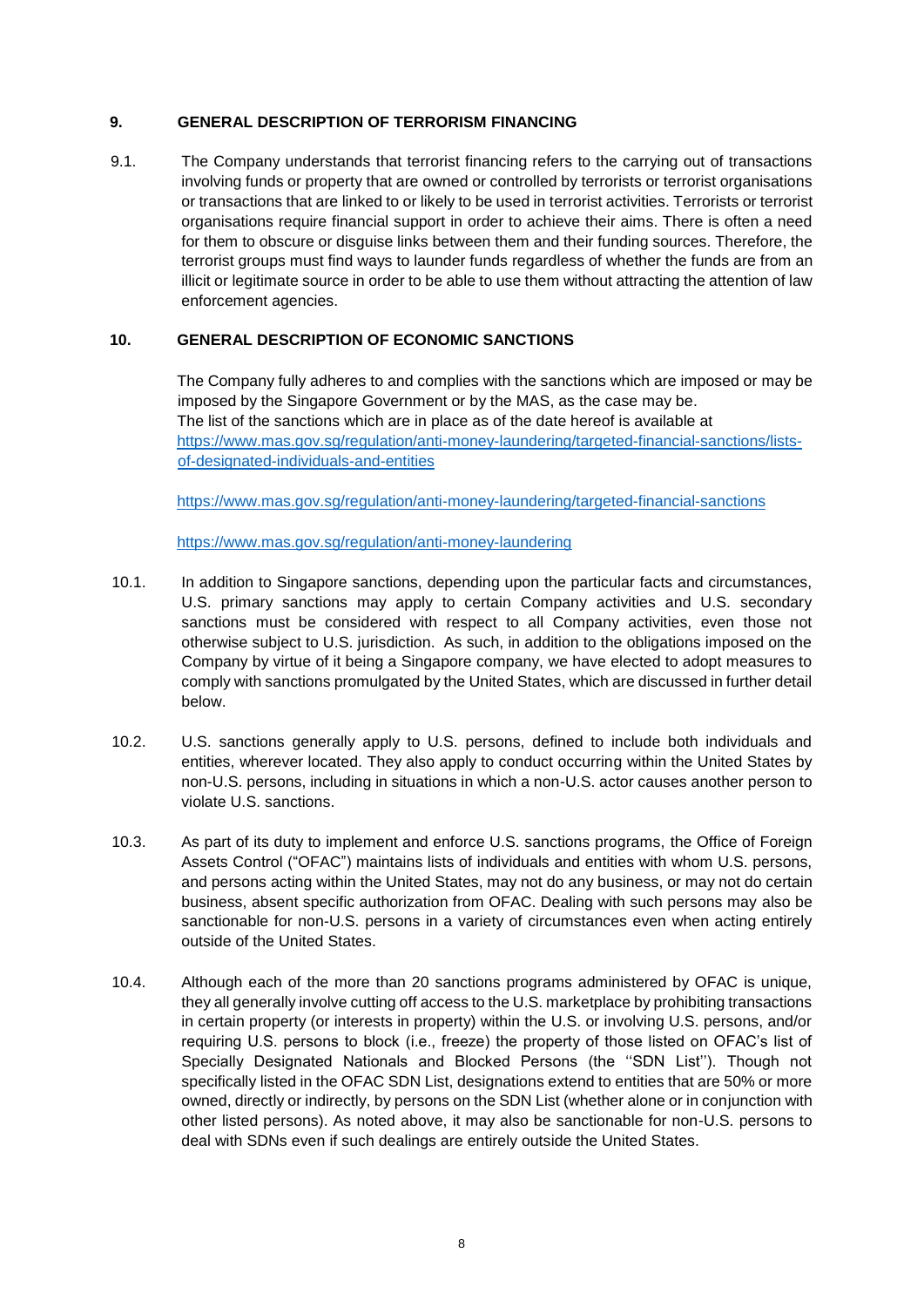## 9. GENERAL DESCRIPTION OF TERRORISM FINANCING

9.1. The Company understands that terrorist financing refers to the carrying out of transactions involving funds or property that are owned or controlled by terrorists or terrorist organisations or transactions that are linked to or likely to be used in terrorist activities. Terrorists or terrorist organisations require financial support in order to achieve their aims. There is often a need for them to obscure or disguise links between them and their funding sources. Therefore, the terrorist groups must find ways to launder funds regardless of whether the funds are from an illicit or legitimate source in order to be able to use them without attracting the attention of law enforcement agencies.

## 10. GENERAL DESCRIPTION OF ECONOMIC SANCTIONS

The Company fully adheres to and complies with the sanctions which are imposed or may be imposed by the Singapore Government or by the MAS, as the case may be.
The list of the sanctions which are in place as of the date hereof is available at [https://www.mas.gov.sg/regulation/anti-money-laundering/targeted-financial-sanctions/lists-of-designated-individuals-and-entities](https://www.mas.gov.sg/regulation/anti-money-laundering/targeted-financial-sanctions/lists-of-designated-individuals-and-entities)

[https://www.mas.gov.sg/regulation/anti-money-laundering/targeted-financial-sanctions](https://www.mas.gov.sg/regulation/anti-money-laundering/targeted-financial-sanctions)

[https://www.mas.gov.sg/regulation/anti-money-laundering](https://www.mas.gov.sg/regulation/anti-money-laundering)

10.1. In addition to Singapore sanctions, depending upon the particular facts and circumstances, U.S. primary sanctions may apply to certain Company activities and U.S. secondary sanctions must be considered with respect to all Company activities, even those not otherwise subject to U.S. jurisdiction. As such, in addition to the obligations imposed on the Company by virtue of it being a Singapore company, we have elected to adopt measures to comply with sanctions promulgated by the United States, which are discussed in further detail below.

10.2. U.S. sanctions generally apply to U.S. persons, defined to include both individuals and entities, wherever located. They also apply to conduct occurring within the United States by non-U.S. persons, including in situations in which a non-U.S. actor causes another person to violate U.S. sanctions.

10.3. As part of its duty to implement and enforce U.S. sanctions programs, the Office of Foreign Assets Control ("OFAC") maintains lists of individuals and entities with whom U.S. persons, and persons acting within the United States, may not do any business, or may not do certain business, absent specific authorization from OFAC. Dealing with such persons may also be sanctionable for non-U.S. persons in a variety of circumstances even when acting entirely outside of the United States.

10.4. Although each of the more than 20 sanctions programs administered by OFAC is unique, they all generally involve cutting off access to the U.S. marketplace by prohibiting transactions in certain property (or interests in property) within the U.S. or involving U.S. persons, and/or requiring U.S. persons to block (i.e., freeze) the property of those listed on OFAC's list of Specially Designated Nationals and Blocked Persons (the ''SDN List''). Though not specifically listed in the OFAC SDN List, designations extend to entities that are 50% or more owned, directly or indirectly, by persons on the SDN List (whether alone or in conjunction with other listed persons). As noted above, it may also be sanctionable for non-U.S. persons to deal with SDNs even if such dealings are entirely outside the United States.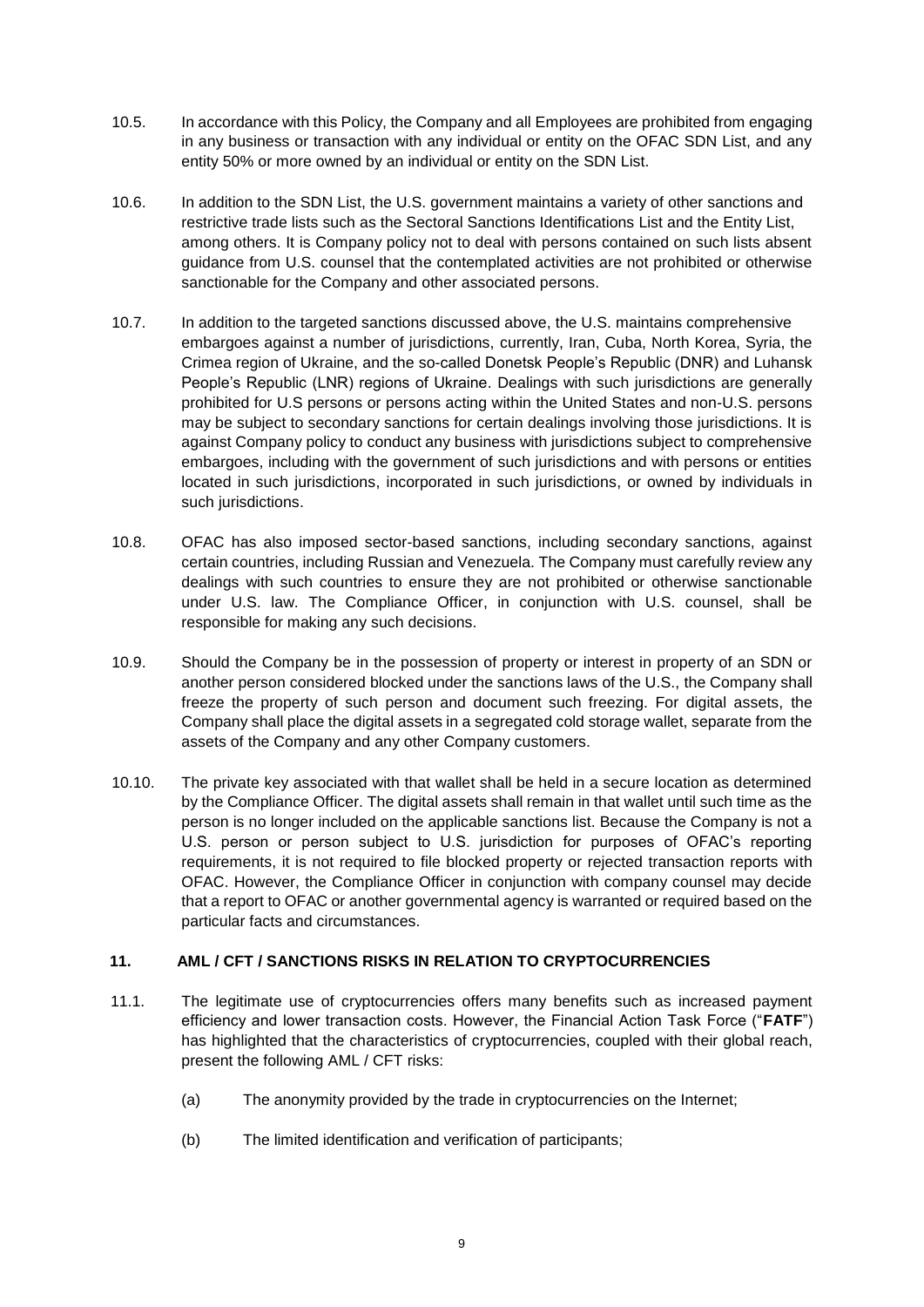10.5. In accordance with this Policy, the Company and all Employees are prohibited from engaging in any business or transaction with any individual or entity on the OFAC SDN List, and any entity 50% or more owned by an individual or entity on the SDN List.

10.6. In addition to the SDN List, the U.S. government maintains a variety of other sanctions and restrictive trade lists such as the Sectoral Sanctions Identifications List and the Entity List, among others. It is Company policy not to deal with persons contained on such lists absent guidance from U.S. counsel that the contemplated activities are not prohibited or otherwise sanctionable for the Company and other associated persons.

10.7. In addition to the targeted sanctions discussed above, the U.S. maintains comprehensive embargoes against a number of jurisdictions, currently, Iran, Cuba, North Korea, Syria, the Crimea region of Ukraine, and the so-called Donetsk People's Republic (DNR) and Luhansk People's Republic (LNR) regions of Ukraine. Dealings with such jurisdictions are generally prohibited for U.S persons or persons acting within the United States and non-U.S. persons may be subject to secondary sanctions for certain dealings involving those jurisdictions. It is against Company policy to conduct any business with jurisdictions subject to comprehensive embargoes, including with the government of such jurisdictions and with persons or entities located in such jurisdictions, incorporated in such jurisdictions, or owned by individuals in such jurisdictions.

10.8. OFAC has also imposed sector-based sanctions, including secondary sanctions, against certain countries, including Russian and Venezuela. The Company must carefully review any dealings with such countries to ensure they are not prohibited or otherwise sanctionable under U.S. law. The Compliance Officer, in conjunction with U.S. counsel, shall be responsible for making any such decisions.

10.9. Should the Company be in the possession of property or interest in property of an SDN or another person considered blocked under the sanctions laws of the U.S., the Company shall freeze the property of such person and document such freezing. For digital assets, the Company shall place the digital assets in a segregated cold storage wallet, separate from the assets of the Company and any other Company customers.

10.10. The private key associated with that wallet shall be held in a secure location as determined by the Compliance Officer. The digital assets shall remain in that wallet until such time as the person is no longer included on the applicable sanctions list. Because the Company is not a U.S. person or person subject to U.S. jurisdiction for purposes of OFAC's reporting requirements, it is not required to file blocked property or rejected transaction reports with OFAC. However, the Compliance Officer in conjunction with company counsel may decide that a report to OFAC or another governmental agency is warranted or required based on the particular facts and circumstances.

## 11. AML / CFT / SANCTIONS RISKS IN RELATION TO CRYPTOCURRENCIES

11.1. The legitimate use of cryptocurrencies offers many benefits such as increased payment efficiency and lower transaction costs. However, the Financial Action Task Force ("**FATF**") has highlighted that the characteristics of cryptocurrencies, coupled with their global reach, present the following AML / CFT risks:

(a) The anonymity provided by the trade in cryptocurrencies on the Internet;

(b) The limited identification and verification of participants;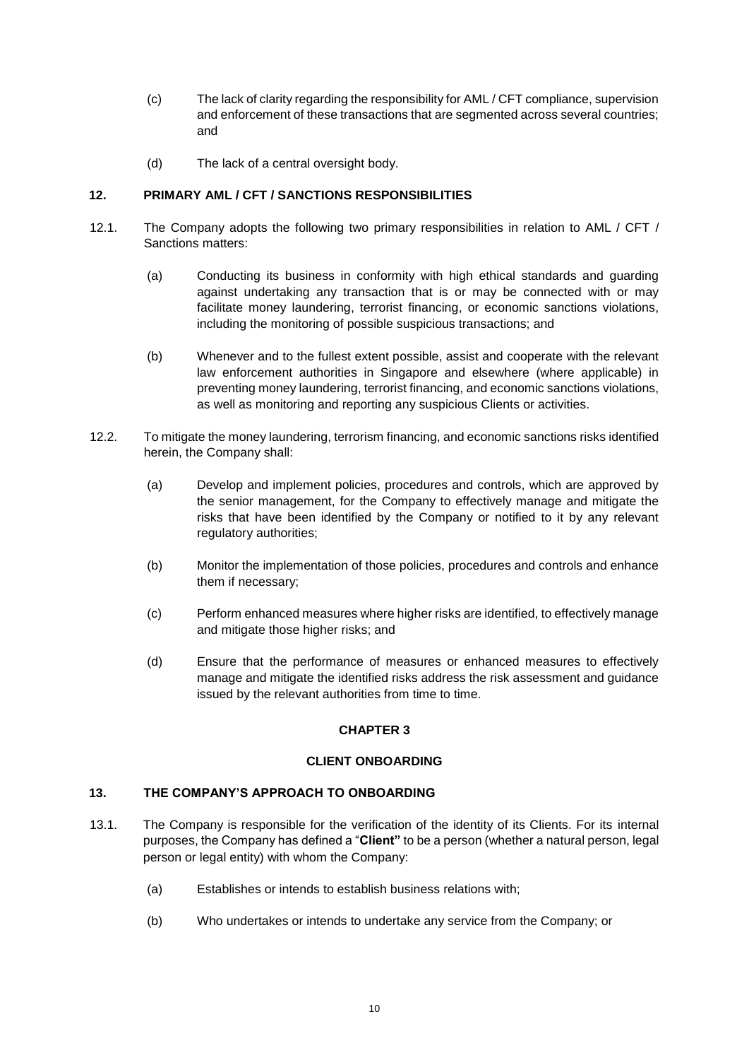(c) The lack of clarity regarding the responsibility for AML / CFT compliance, supervision and enforcement of these transactions that are segmented across several countries; and

(d) The lack of a central oversight body.

## 12. PRIMARY AML / CFT / SANCTIONS RESPONSIBILITIES

12.1. The Company adopts the following two primary responsibilities in relation to AML / CFT / Sanctions matters:

(a) Conducting its business in conformity with high ethical standards and guarding against undertaking any transaction that is or may be connected with or may facilitate money laundering, terrorist financing, or economic sanctions violations, including the monitoring of possible suspicious transactions; and

(b) Whenever and to the fullest extent possible, assist and cooperate with the relevant law enforcement authorities in Singapore and elsewhere (where applicable) in preventing money laundering, terrorist financing, and economic sanctions violations, as well as monitoring and reporting any suspicious Clients or activities.

12.2. To mitigate the money laundering, terrorism financing, and economic sanctions risks identified herein, the Company shall:

(a) Develop and implement policies, procedures and controls, which are approved by the senior management, for the Company to effectively manage and mitigate the risks that have been identified by the Company or notified to it by any relevant regulatory authorities;

(b) Monitor the implementation of those policies, procedures and controls and enhance them if necessary;

(c) Perform enhanced measures where higher risks are identified, to effectively manage and mitigate those higher risks; and

(d) Ensure that the performance of measures or enhanced measures to effectively manage and mitigate the identified risks address the risk assessment and guidance issued by the relevant authorities from time to time.

# CHAPTER 3

# CLIENT ONBOARDING

## 13. THE COMPANY'S APPROACH TO ONBOARDING

13.1. The Company is responsible for the verification of the identity of its Clients. For its internal purposes, the Company has defined a "**Client"** to be a person (whether a natural person, legal person or legal entity) with whom the Company:

(a) Establishes or intends to establish business relations with;

(b) Who undertakes or intends to undertake any service from the Company; or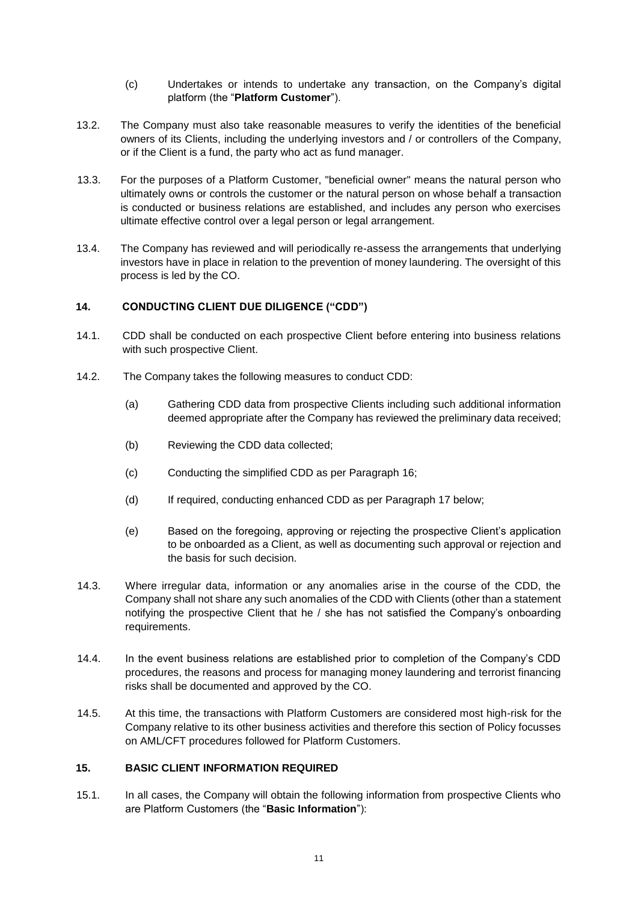(c) Undertakes or intends to undertake any transaction, on the Company's digital platform (the "**Platform Customer**").

13.2. The Company must also take reasonable measures to verify the identities of the beneficial owners of its Clients, including the underlying investors and / or controllers of the Company, or if the Client is a fund, the party who act as fund manager.

13.3. For the purposes of a Platform Customer, "beneficial owner" means the natural person who ultimately owns or controls the customer or the natural person on whose behalf a transaction is conducted or business relations are established, and includes any person who exercises ultimate effective control over a legal person or legal arrangement.

13.4. The Company has reviewed and will periodically re-assess the arrangements that underlying investors have in place in relation to the prevention of money laundering. The oversight of this process is led by the CO.

## 14. CONDUCTING CLIENT DUE DILIGENCE ("CDD")

14.1. CDD shall be conducted on each prospective Client before entering into business relations with such prospective Client.

14.2. The Company takes the following measures to conduct CDD:

(a) Gathering CDD data from prospective Clients including such additional information deemed appropriate after the Company has reviewed the preliminary data received;

(b) Reviewing the CDD data collected;

(c) Conducting the simplified CDD as per Paragraph 16;

(d) If required, conducting enhanced CDD as per Paragraph 17 below;

(e) Based on the foregoing, approving or rejecting the prospective Client's application to be onboarded as a Client, as well as documenting such approval or rejection and the basis for such decision.

14.3. Where irregular data, information or any anomalies arise in the course of the CDD, the Company shall not share any such anomalies of the CDD with Clients (other than a statement notifying the prospective Client that he / she has not satisfied the Company's onboarding requirements.

14.4. In the event business relations are established prior to completion of the Company's CDD procedures, the reasons and process for managing money laundering and terrorist financing risks shall be documented and approved by the CO.

14.5. At this time, the transactions with Platform Customers are considered most high-risk for the Company relative to its other business activities and therefore this section of Policy focusses on AML/CFT procedures followed for Platform Customers.

## 15. BASIC CLIENT INFORMATION REQUIRED

15.1. In all cases, the Company will obtain the following information from prospective Clients who are Platform Customers (the "**Basic Information**"):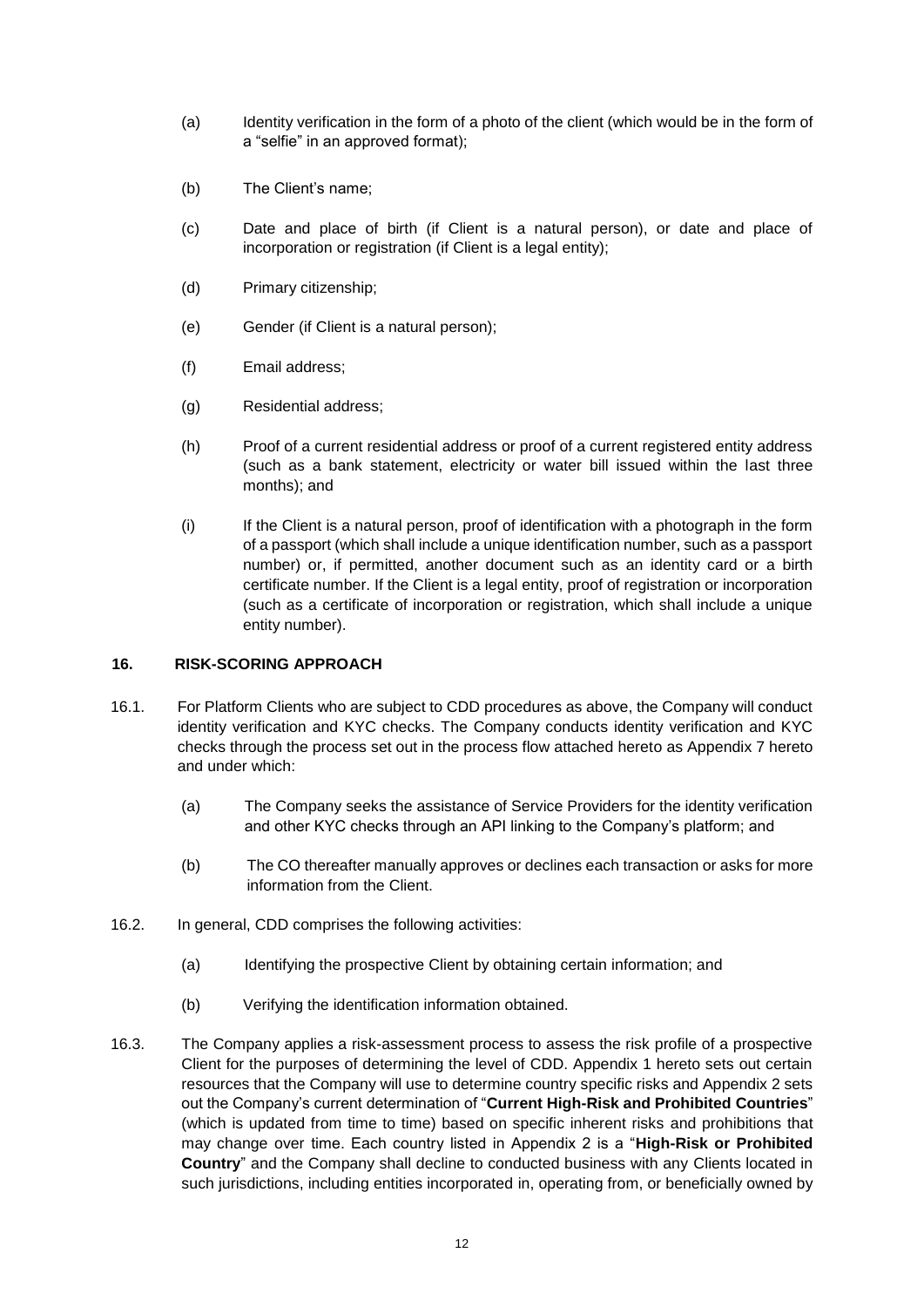(a) Identity verification in the form of a photo of the client (which would be in the form of a "selfie" in an approved format);

(b) The Client's name;

(c) Date and place of birth (if Client is a natural person), or date and place of incorporation or registration (if Client is a legal entity);

(d) Primary citizenship;

(e) Gender (if Client is a natural person);

(f) Email address;

(g) Residential address;

(h) Proof of a current residential address or proof of a current registered entity address (such as a bank statement, electricity or water bill issued within the last three months); and

(i) If the Client is a natural person, proof of identification with a photograph in the form of a passport (which shall include a unique identification number, such as a passport number) or, if permitted, another document such as an identity card or a birth certificate number. If the Client is a legal entity, proof of registration or incorporation (such as a certificate of incorporation or registration, which shall include a unique entity number).

## 16. RISK-SCORING APPROACH

16.1. For Platform Clients who are subject to CDD procedures as above, the Company will conduct identity verification and KYC checks. The Company conducts identity verification and KYC checks through the process set out in the process flow attached hereto as Appendix 7 hereto and under which:

(a) The Company seeks the assistance of Service Providers for the identity verification and other KYC checks through an API linking to the Company's platform; and

(b) The CO thereafter manually approves or declines each transaction or asks for more information from the Client.

16.2. In general, CDD comprises the following activities:

(a) Identifying the prospective Client by obtaining certain information; and

(b) Verifying the identification information obtained.

16.3. The Company applies a risk-assessment process to assess the risk profile of a prospective Client for the purposes of determining the level of CDD. Appendix 1 hereto sets out certain resources that the Company will use to determine country specific risks and Appendix 2 sets out the Company's current determination of "**Current High-Risk and Prohibited Countries**" (which is updated from time to time) based on specific inherent risks and prohibitions that may change over time. Each country listed in Appendix 2 is a "**High-Risk or Prohibited Country**" and the Company shall decline to conducted business with any Clients located in such jurisdictions, including entities incorporated in, operating from, or beneficially owned by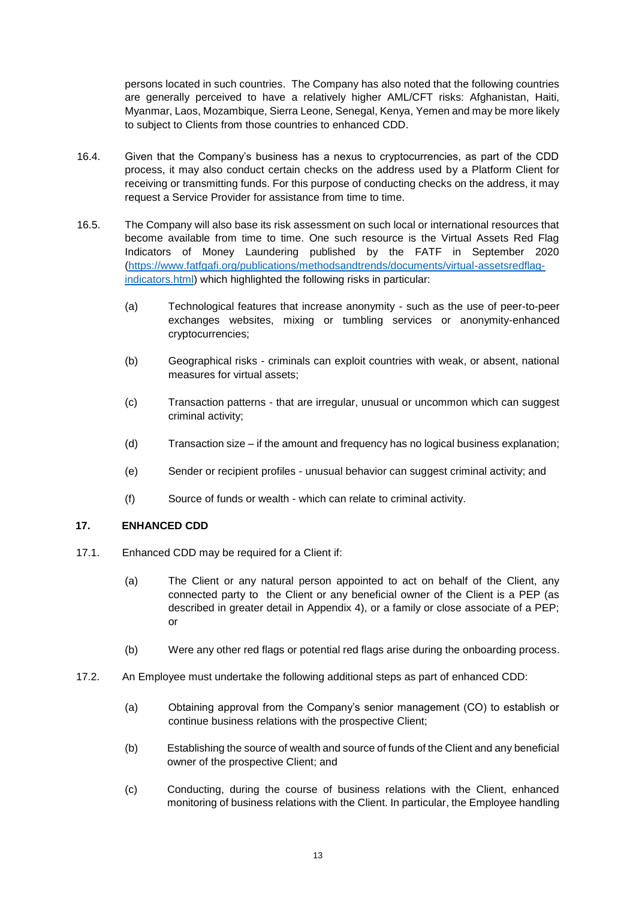persons located in such countries. The Company has also noted that the following countries are generally perceived to have a relatively higher AML/CFT risks: Afghanistan, Haiti, Myanmar, Laos, Mozambique, Sierra Leone, Senegal, Kenya, Yemen and may be more likely to subject to Clients from those countries to enhanced CDD.

16.4. Given that the Company's business has a nexus to cryptocurrencies, as part of the CDD process, it may also conduct certain checks on the address used by a Platform Client for receiving or transmitting funds. For this purpose of conducting checks on the address, it may request a Service Provider for assistance from time to time.

16.5. The Company will also base its risk assessment on such local or international resources that become available from time to time. One such resource is the Virtual Assets Red Flag Indicators of Money Laundering published by the FATF in September 2020 ([https://www.fatfgafi.org/publications/methodsandtrends/documents/virtual-assetsredflag-indicators.html](https://www.fatfgafi.org/publications/methodsandtrends/documents/virtual-assetsredflag-indicators.html)) which highlighted the following risks in particular:

(a) Technological features that increase anonymity - such as the use of peer-to-peer exchanges websites, mixing or tumbling services or anonymity-enhanced cryptocurrencies;

(b) Geographical risks - criminals can exploit countries with weak, or absent, national measures for virtual assets;

(c) Transaction patterns - that are irregular, unusual or uncommon which can suggest criminal activity;

(d) Transaction size – if the amount and frequency has no logical business explanation;

(e) Sender or recipient profiles - unusual behavior can suggest criminal activity; and

(f) Source of funds or wealth - which can relate to criminal activity.

## 17. ENHANCED CDD

17.1. Enhanced CDD may be required for a Client if:

(a) The Client or any natural person appointed to act on behalf of the Client, any connected party to the Client or any beneficial owner of the Client is a PEP (as described in greater detail in Appendix 4), or a family or close associate of a PEP; or

(b) Were any other red flags or potential red flags arise during the onboarding process.

17.2. An Employee must undertake the following additional steps as part of enhanced CDD:

(a) Obtaining approval from the Company's senior management (CO) to establish or continue business relations with the prospective Client;

(b) Establishing the source of wealth and source of funds of the Client and any beneficial owner of the prospective Client; and

(c) Conducting, during the course of business relations with the Client, enhanced monitoring of business relations with the Client. In particular, the Employee handling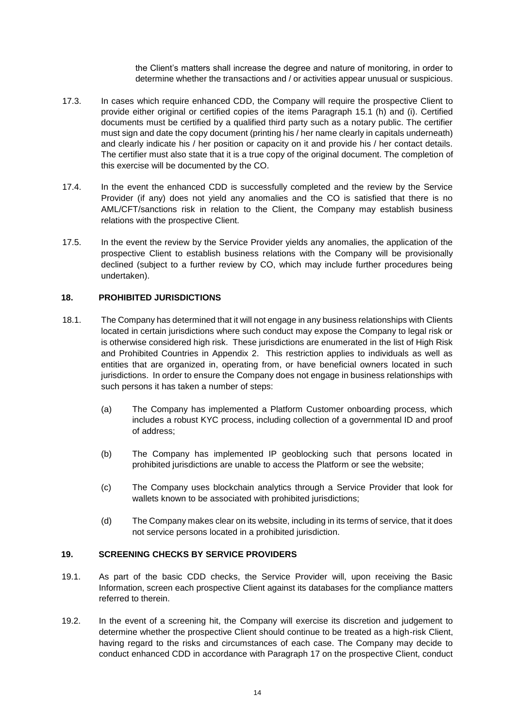the Client's matters shall increase the degree and nature of monitoring, in order to determine whether the transactions and / or activities appear unusual or suspicious.

17.3. In cases which require enhanced CDD, the Company will require the prospective Client to provide either original or certified copies of the items Paragraph 15.1 (h) and (i). Certified documents must be certified by a qualified third party such as a notary public. The certifier must sign and date the copy document (printing his / her name clearly in capitals underneath) and clearly indicate his / her position or capacity on it and provide his / her contact details. The certifier must also state that it is a true copy of the original document. The completion of this exercise will be documented by the CO.

17.4. In the event the enhanced CDD is successfully completed and the review by the Service Provider (if any) does not yield any anomalies and the CO is satisfied that there is no AML/CFT/sanctions risk in relation to the Client, the Company may establish business relations with the prospective Client.

17.5. In the event the review by the Service Provider yields any anomalies, the application of the prospective Client to establish business relations with the Company will be provisionally declined (subject to a further review by CO, which may include further procedures being undertaken).

## 18. PROHIBITED JURISDICTIONS

18.1. The Company has determined that it will not engage in any business relationships with Clients located in certain jurisdictions where such conduct may expose the Company to legal risk or is otherwise considered high risk. These jurisdictions are enumerated in the list of High Risk and Prohibited Countries in Appendix 2. This restriction applies to individuals as well as entities that are organized in, operating from, or have beneficial owners located in such jurisdictions. In order to ensure the Company does not engage in business relationships with such persons it has taken a number of steps:

(a) The Company has implemented a Platform Customer onboarding process, which includes a robust KYC process, including collection of a governmental ID and proof of address;

(b) The Company has implemented IP geoblocking such that persons located in prohibited jurisdictions are unable to access the Platform or see the website;

(c) The Company uses blockchain analytics through a Service Provider that look for wallets known to be associated with prohibited jurisdictions;

(d) The Company makes clear on its website, including in its terms of service, that it does not service persons located in a prohibited jurisdiction.

## 19. SCREENING CHECKS BY SERVICE PROVIDERS

19.1. As part of the basic CDD checks, the Service Provider will, upon receiving the Basic Information, screen each prospective Client against its databases for the compliance matters referred to therein.

19.2. In the event of a screening hit, the Company will exercise its discretion and judgement to determine whether the prospective Client should continue to be treated as a high-risk Client, having regard to the risks and circumstances of each case. The Company may decide to conduct enhanced CDD in accordance with Paragraph 17 on the prospective Client, conduct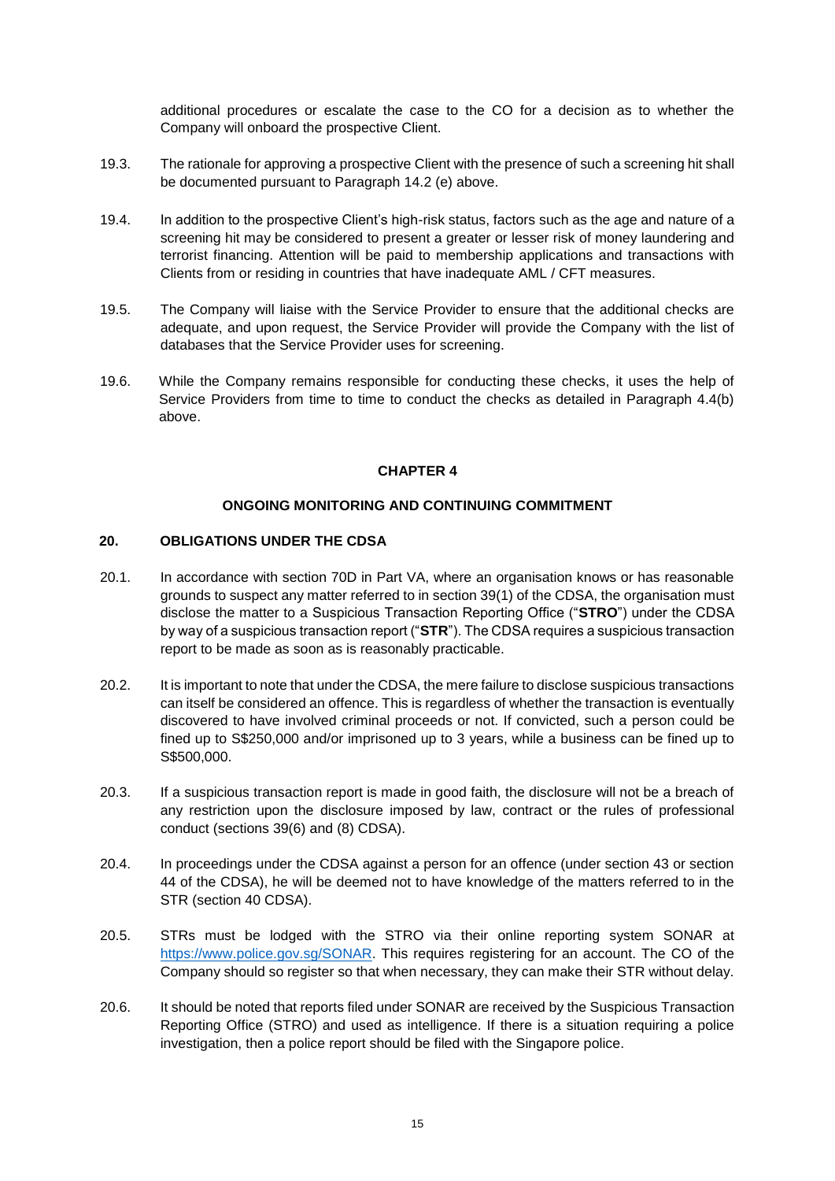additional procedures or escalate the case to the CO for a decision as to whether the Company will onboard the prospective Client.

19.3. The rationale for approving a prospective Client with the presence of such a screening hit shall be documented pursuant to Paragraph 14.2 (e) above.

19.4. In addition to the prospective Client's high-risk status, factors such as the age and nature of a screening hit may be considered to present a greater or lesser risk of money laundering and terrorist financing. Attention will be paid to membership applications and transactions with Clients from or residing in countries that have inadequate AML / CFT measures.

19.5. The Company will liaise with the Service Provider to ensure that the additional checks are adequate, and upon request, the Service Provider will provide the Company with the list of databases that the Service Provider uses for screening.

19.6. While the Company remains responsible for conducting these checks, it uses the help of Service Providers from time to time to conduct the checks as detailed in Paragraph 4.4(b) above.

## CHAPTER 4

## ONGOING MONITORING AND CONTINUING COMMITMENT

### 20. OBLIGATIONS UNDER THE CDSA

20.1. In accordance with section 70D in Part VA, where an organisation knows or has reasonable grounds to suspect any matter referred to in section 39(1) of the CDSA, the organisation must disclose the matter to a Suspicious Transaction Reporting Office ("**STRO**") under the CDSA by way of a suspicious transaction report ("**STR**"). The CDSA requires a suspicious transaction report to be made as soon as is reasonably practicable.

20.2. It is important to note that under the CDSA, the mere failure to disclose suspicious transactions can itself be considered an offence. This is regardless of whether the transaction is eventually discovered to have involved criminal proceeds or not. If convicted, such a person could be fined up to S$250,000 and/or imprisoned up to 3 years, while a business can be fined up to S$500,000.

20.3. If a suspicious transaction report is made in good faith, the disclosure will not be a breach of any restriction upon the disclosure imposed by law, contract or the rules of professional conduct (sections 39(6) and (8) CDSA).

20.4. In proceedings under the CDSA against a person for an offence (under section 43 or section 44 of the CDSA), he will be deemed not to have knowledge of the matters referred to in the STR (section 40 CDSA).

20.5. STRs must be lodged with the STRO via their online reporting system SONAR at https://www.police.gov.sg/SONAR. This requires registering for an account. The CO of the Company should so register so that when necessary, they can make their STR without delay.

20.6. It should be noted that reports filed under SONAR are received by the Suspicious Transaction Reporting Office (STRO) and used as intelligence. If there is a situation requiring a police investigation, then a police report should be filed with the Singapore police.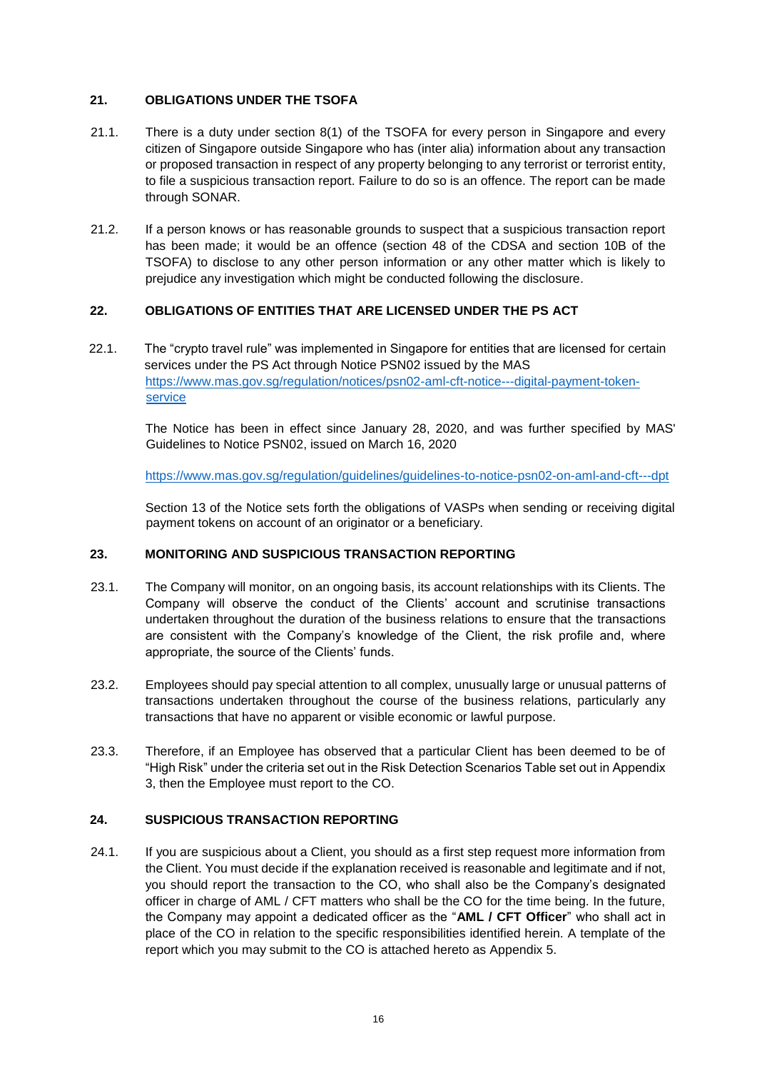## 21. OBLIGATIONS UNDER THE TSOFA

21.1. There is a duty under section 8(1) of the TSOFA for every person in Singapore and every citizen of Singapore outside Singapore who has (inter alia) information about any transaction or proposed transaction in respect of any property belonging to any terrorist or terrorist entity, to file a suspicious transaction report. Failure to do so is an offence. The report can be made through SONAR.

21.2. If a person knows or has reasonable grounds to suspect that a suspicious transaction report has been made; it would be an offence (section 48 of the CDSA and section 10B of the TSOFA) to disclose to any other person information or any other matter which is likely to prejudice any investigation which might be conducted following the disclosure.

## 22. OBLIGATIONS OF ENTITIES THAT ARE LICENSED UNDER THE PS ACT

22.1. The "crypto travel rule" was implemented in Singapore for entities that are licensed for certain services under the PS Act through Notice PSN02 issued by the MAS https://www.mas.gov.sg/regulation/notices/psn02-aml-cft-notice---digital-payment-token-service

The Notice has been in effect since January 28, 2020, and was further specified by MAS' Guidelines to Notice PSN02, issued on March 16, 2020

https://www.mas.gov.sg/regulation/guidelines/guidelines-to-notice-psn02-on-aml-and-cft---dpt

Section 13 of the Notice sets forth the obligations of VASPs when sending or receiving digital payment tokens on account of an originator or a beneficiary.

## 23. MONITORING AND SUSPICIOUS TRANSACTION REPORTING

23.1. The Company will monitor, on an ongoing basis, its account relationships with its Clients. The Company will observe the conduct of the Clients' account and scrutinise transactions undertaken throughout the duration of the business relations to ensure that the transactions are consistent with the Company's knowledge of the Client, the risk profile and, where appropriate, the source of the Clients' funds.

23.2. Employees should pay special attention to all complex, unusually large or unusual patterns of transactions undertaken throughout the course of the business relations, particularly any transactions that have no apparent or visible economic or lawful purpose.

23.3. Therefore, if an Employee has observed that a particular Client has been deemed to be of "High Risk" under the criteria set out in the Risk Detection Scenarios Table set out in Appendix 3, then the Employee must report to the CO.

## 24. SUSPICIOUS TRANSACTION REPORTING

24.1. If you are suspicious about a Client, you should as a first step request more information from the Client. You must decide if the explanation received is reasonable and legitimate and if not, you should report the transaction to the CO, who shall also be the Company's designated officer in charge of AML / CFT matters who shall be the CO for the time being. In the future, the Company may appoint a dedicated officer as the "**AML / CFT Officer**" who shall act in place of the CO in relation to the specific responsibilities identified herein. A template of the report which you may submit to the CO is attached hereto as Appendix 5.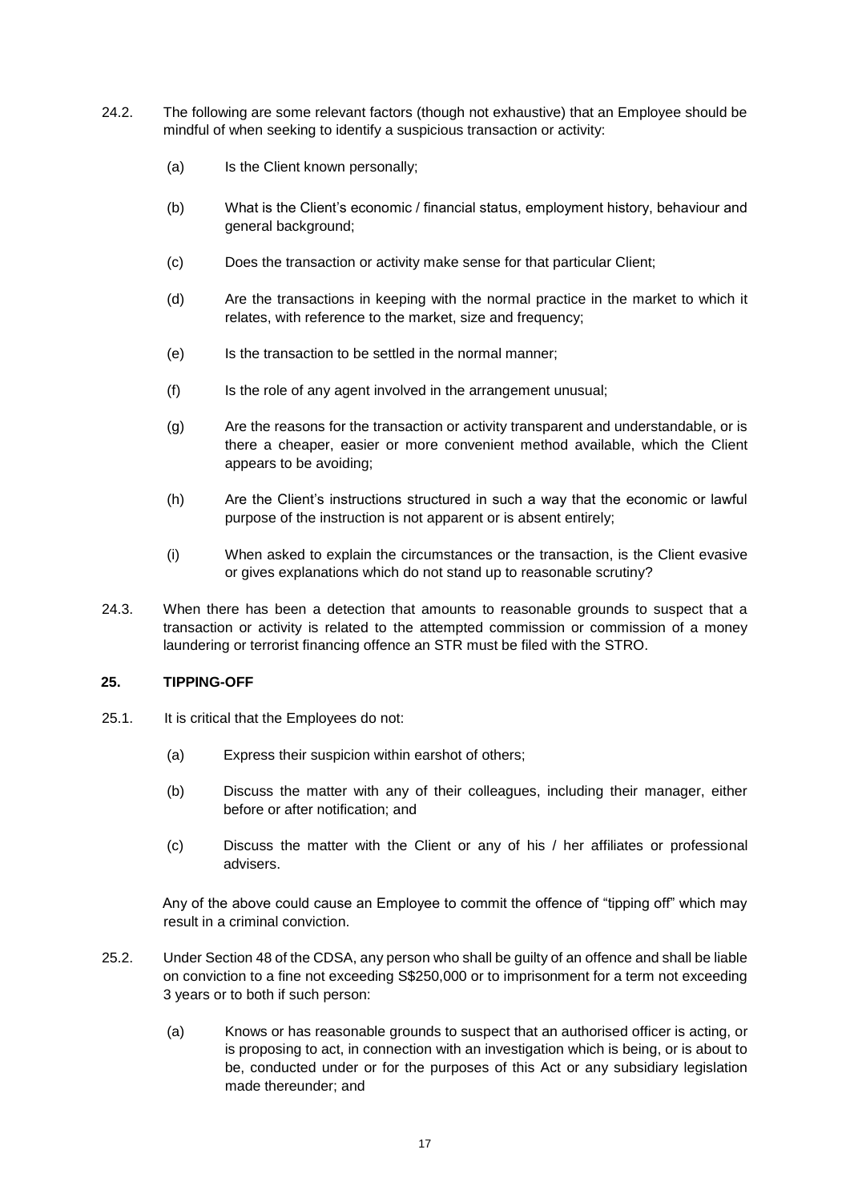24.2. The following are some relevant factors (though not exhaustive) that an Employee should be mindful of when seeking to identify a suspicious transaction or activity:

(a) Is the Client known personally;

(b) What is the Client's economic / financial status, employment history, behaviour and general background;

(c) Does the transaction or activity make sense for that particular Client;

(d) Are the transactions in keeping with the normal practice in the market to which it relates, with reference to the market, size and frequency;

(e) Is the transaction to be settled in the normal manner;

(f) Is the role of any agent involved in the arrangement unusual;

(g) Are the reasons for the transaction or activity transparent and understandable, or is there a cheaper, easier or more convenient method available, which the Client appears to be avoiding;

(h) Are the Client's instructions structured in such a way that the economic or lawful purpose of the instruction is not apparent or is absent entirely;

(i) When asked to explain the circumstances or the transaction, is the Client evasive or gives explanations which do not stand up to reasonable scrutiny?

24.3. When there has been a detection that amounts to reasonable grounds to suspect that a transaction or activity is related to the attempted commission or commission of a money laundering or terrorist financing offence an STR must be filed with the STRO.

## 25. TIPPING-OFF

25.1. It is critical that the Employees do not:

(a) Express their suspicion within earshot of others;

(b) Discuss the matter with any of their colleagues, including their manager, either before or after notification; and

(c) Discuss the matter with the Client or any of his / her affiliates or professional advisers.

Any of the above could cause an Employee to commit the offence of "tipping off" which may result in a criminal conviction.

25.2. Under Section 48 of the CDSA, any person who shall be guilty of an offence and shall be liable on conviction to a fine not exceeding S$250,000 or to imprisonment for a term not exceeding 3 years or to both if such person:

(a) Knows or has reasonable grounds to suspect that an authorised officer is acting, or is proposing to act, in connection with an investigation which is being, or is about to be, conducted under or for the purposes of this Act or any subsidiary legislation made thereunder; and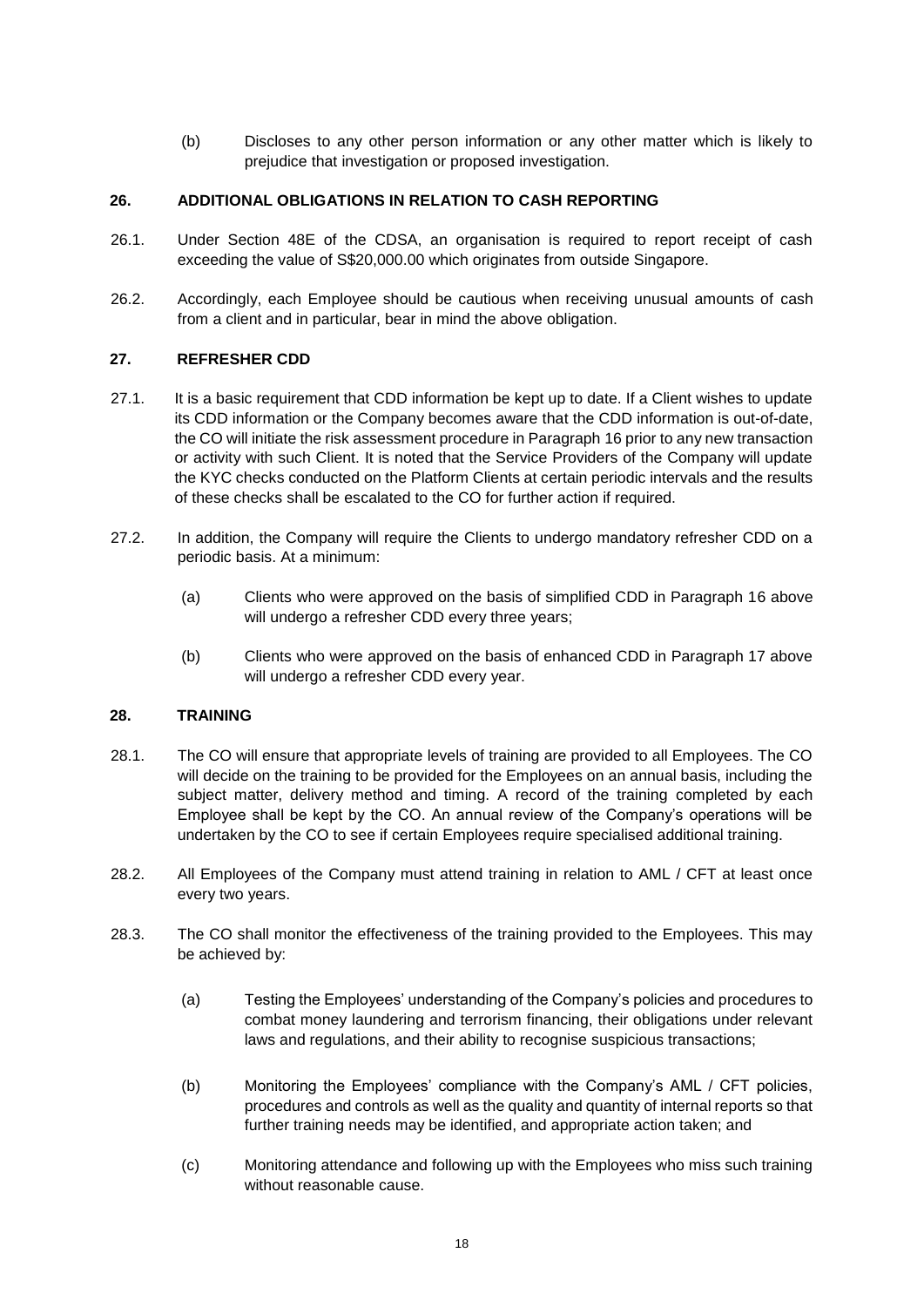(b) Discloses to any other person information or any other matter which is likely to prejudice that investigation or proposed investigation.

## 26. ADDITIONAL OBLIGATIONS IN RELATION TO CASH REPORTING

26.1. Under Section 48E of the CDSA, an organisation is required to report receipt of cash exceeding the value of S$20,000.00 which originates from outside Singapore.

26.2. Accordingly, each Employee should be cautious when receiving unusual amounts of cash from a client and in particular, bear in mind the above obligation.

## 27. REFRESHER CDD

27.1. It is a basic requirement that CDD information be kept up to date. If a Client wishes to update its CDD information or the Company becomes aware that the CDD information is out-of-date, the CO will initiate the risk assessment procedure in Paragraph 16 prior to any new transaction or activity with such Client. It is noted that the Service Providers of the Company will update the KYC checks conducted on the Platform Clients at certain periodic intervals and the results of these checks shall be escalated to the CO for further action if required.

27.2. In addition, the Company will require the Clients to undergo mandatory refresher CDD on a periodic basis. At a minimum:

(a) Clients who were approved on the basis of simplified CDD in Paragraph 16 above will undergo a refresher CDD every three years;

(b) Clients who were approved on the basis of enhanced CDD in Paragraph 17 above will undergo a refresher CDD every year.

## 28. TRAINING

28.1. The CO will ensure that appropriate levels of training are provided to all Employees. The CO will decide on the training to be provided for the Employees on an annual basis, including the subject matter, delivery method and timing. A record of the training completed by each Employee shall be kept by the CO. An annual review of the Company's operations will be undertaken by the CO to see if certain Employees require specialised additional training.

28.2. All Employees of the Company must attend training in relation to AML / CFT at least once every two years.

28.3. The CO shall monitor the effectiveness of the training provided to the Employees. This may be achieved by:

(a) Testing the Employees' understanding of the Company's policies and procedures to combat money laundering and terrorism financing, their obligations under relevant laws and regulations, and their ability to recognise suspicious transactions;

(b) Monitoring the Employees' compliance with the Company's AML / CFT policies, procedures and controls as well as the quality and quantity of internal reports so that further training needs may be identified, and appropriate action taken; and

(c) Monitoring attendance and following up with the Employees who miss such training without reasonable cause.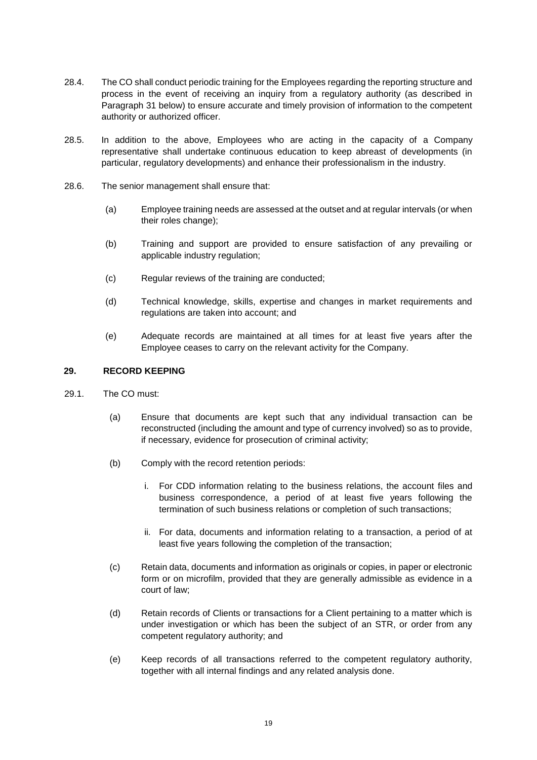28.4. The CO shall conduct periodic training for the Employees regarding the reporting structure and process in the event of receiving an inquiry from a regulatory authority (as described in Paragraph 31 below) to ensure accurate and timely provision of information to the competent authority or authorized officer.

28.5. In addition to the above, Employees who are acting in the capacity of a Company representative shall undertake continuous education to keep abreast of developments (in particular, regulatory developments) and enhance their professionalism in the industry.

28.6. The senior management shall ensure that:

(a) Employee training needs are assessed at the outset and at regular intervals (or when their roles change);

(b) Training and support are provided to ensure satisfaction of any prevailing or applicable industry regulation;

(c) Regular reviews of the training are conducted;

(d) Technical knowledge, skills, expertise and changes in market requirements and regulations are taken into account; and

(e) Adequate records are maintained at all times for at least five years after the Employee ceases to carry on the relevant activity for the Company.

## 29. RECORD KEEPING

29.1. The CO must:

(a) Ensure that documents are kept such that any individual transaction can be reconstructed (including the amount and type of currency involved) so as to provide, if necessary, evidence for prosecution of criminal activity;

(b) Comply with the record retention periods:

i. For CDD information relating to the business relations, the account files and business correspondence, a period of at least five years following the termination of such business relations or completion of such transactions;

ii. For data, documents and information relating to a transaction, a period of at least five years following the completion of the transaction;

(c) Retain data, documents and information as originals or copies, in paper or electronic form or on microfilm, provided that they are generally admissible as evidence in a court of law;

(d) Retain records of Clients or transactions for a Client pertaining to a matter which is under investigation or which has been the subject of an STR, or order from any competent regulatory authority; and

(e) Keep records of all transactions referred to the competent regulatory authority, together with all internal findings and any related analysis done.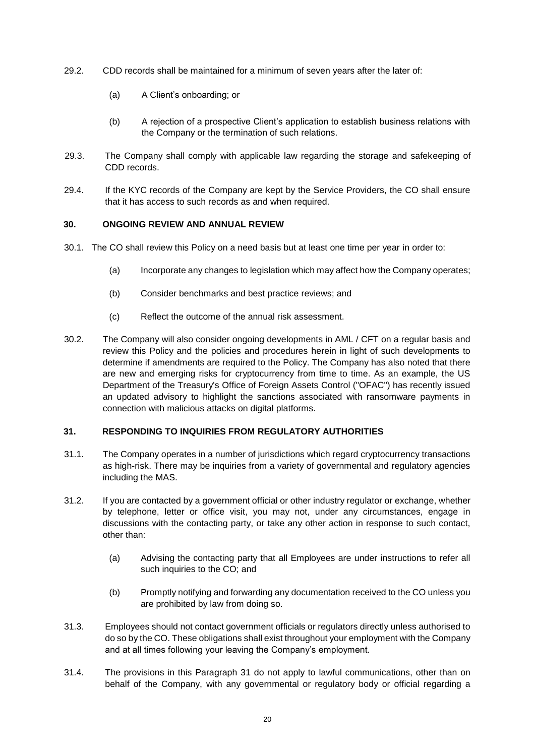29.2. CDD records shall be maintained for a minimum of seven years after the later of:

(a) A Client's onboarding; or

(b) A rejection of a prospective Client's application to establish business relations with the Company or the termination of such relations.

29.3. The Company shall comply with applicable law regarding the storage and safekeeping of CDD records.

29.4. If the KYC records of the Company are kept by the Service Providers, the CO shall ensure that it has access to such records as and when required.

## 30. ONGOING REVIEW AND ANNUAL REVIEW

30.1. The CO shall review this Policy on a need basis but at least one time per year in order to:

(a) Incorporate any changes to legislation which may affect how the Company operates;

(b) Consider benchmarks and best practice reviews; and

(c) Reflect the outcome of the annual risk assessment.

30.2. The Company will also consider ongoing developments in AML / CFT on a regular basis and review this Policy and the policies and procedures herein in light of such developments to determine if amendments are required to the Policy. The Company has also noted that there are new and emerging risks for cryptocurrency from time to time. As an example, the US Department of the Treasury's Office of Foreign Assets Control ("OFAC") has recently issued an updated advisory to highlight the sanctions associated with ransomware payments in connection with malicious attacks on digital platforms.

## 31. RESPONDING TO INQUIRIES FROM REGULATORY AUTHORITIES

31.1. The Company operates in a number of jurisdictions which regard cryptocurrency transactions as high-risk. There may be inquiries from a variety of governmental and regulatory agencies including the MAS.

31.2. If you are contacted by a government official or other industry regulator or exchange, whether by telephone, letter or office visit, you may not, under any circumstances, engage in discussions with the contacting party, or take any other action in response to such contact, other than:

(a) Advising the contacting party that all Employees are under instructions to refer all such inquiries to the CO; and

(b) Promptly notifying and forwarding any documentation received to the CO unless you are prohibited by law from doing so.

31.3. Employees should not contact government officials or regulators directly unless authorised to do so by the CO. These obligations shall exist throughout your employment with the Company and at all times following your leaving the Company's employment.

31.4. The provisions in this Paragraph 31 do not apply to lawful communications, other than on behalf of the Company, with any governmental or regulatory body or official regarding a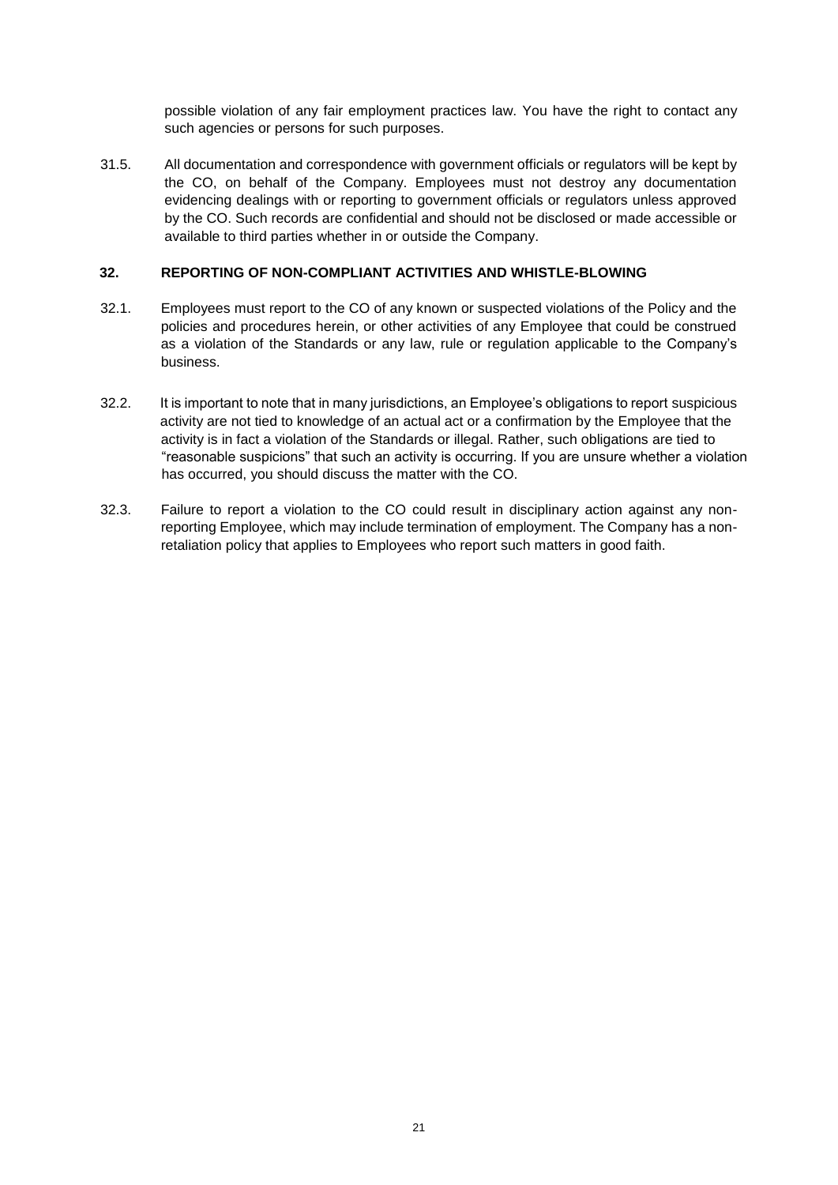possible violation of any fair employment practices law. You have the right to contact any such agencies or persons for such purposes.

31.5. All documentation and correspondence with government officials or regulators will be kept by the CO, on behalf of the Company. Employees must not destroy any documentation evidencing dealings with or reporting to government officials or regulators unless approved by the CO. Such records are confidential and should not be disclosed or made accessible or available to third parties whether in or outside the Company.

## 32. REPORTING OF NON-COMPLIANT ACTIVITIES AND WHISTLE-BLOWING

32.1. Employees must report to the CO of any known or suspected violations of the Policy and the policies and procedures herein, or other activities of any Employee that could be construed as a violation of the Standards or any law, rule or regulation applicable to the Company's business.

32.2. It is important to note that in many jurisdictions, an Employee's obligations to report suspicious activity are not tied to knowledge of an actual act or a confirmation by the Employee that the activity is in fact a violation of the Standards or illegal. Rather, such obligations are tied to "reasonable suspicions" that such an activity is occurring. If you are unsure whether a violation has occurred, you should discuss the matter with the CO.

32.3. Failure to report a violation to the CO could result in disciplinary action against any non-reporting Employee, which may include termination of employment. The Company has a non-retaliation policy that applies to Employees who report such matters in good faith.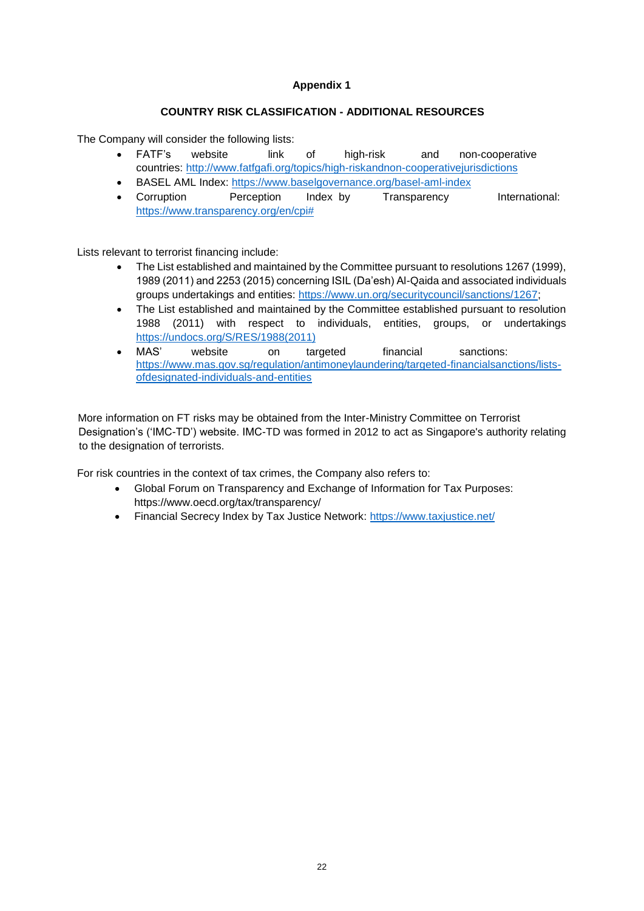**Appendix 1**

**COUNTRY RISK CLASSIFICATION - ADDITIONAL RESOURCES**

The Company will consider the following lists:

- FATF's website link of high-risk and non-cooperative countries: http://www.fatfgafi.org/topics/high-riskandnon-cooperativejurisdictions
- BASEL AML Index: https://www.baselgovernance.org/basel-aml-index
- Corruption Perception Index by Transparency International: https://www.transparency.org/en/cpi#

Lists relevant to terrorist financing include:

- The List established and maintained by the Committee pursuant to resolutions 1267 (1999), 1989 (2011) and 2253 (2015) concerning ISIL (Da'esh) Al-Qaida and associated individuals groups undertakings and entities: https://www.un.org/securitycouncil/sanctions/1267;
- The List established and maintained by the Committee established pursuant to resolution 1988 (2011) with respect to individuals, entities, groups, or undertakings https://undocs.org/S/RES/1988(2011)
- MAS' website on targeted financial sanctions: https://www.mas.gov.sg/regulation/antimoneylaundering/targeted-financialsanctions/lists-ofdesignated-individuals-and-entities

More information on FT risks may be obtained from the Inter-Ministry Committee on Terrorist Designation's ('IMC-TD') website. IMC-TD was formed in 2012 to act as Singapore's authority relating to the designation of terrorists.

For risk countries in the context of tax crimes, the Company also refers to:

- Global Forum on Transparency and Exchange of Information for Tax Purposes: https://www.oecd.org/tax/transparency/
- Financial Secrecy Index by Tax Justice Network: https://www.taxjustice.net/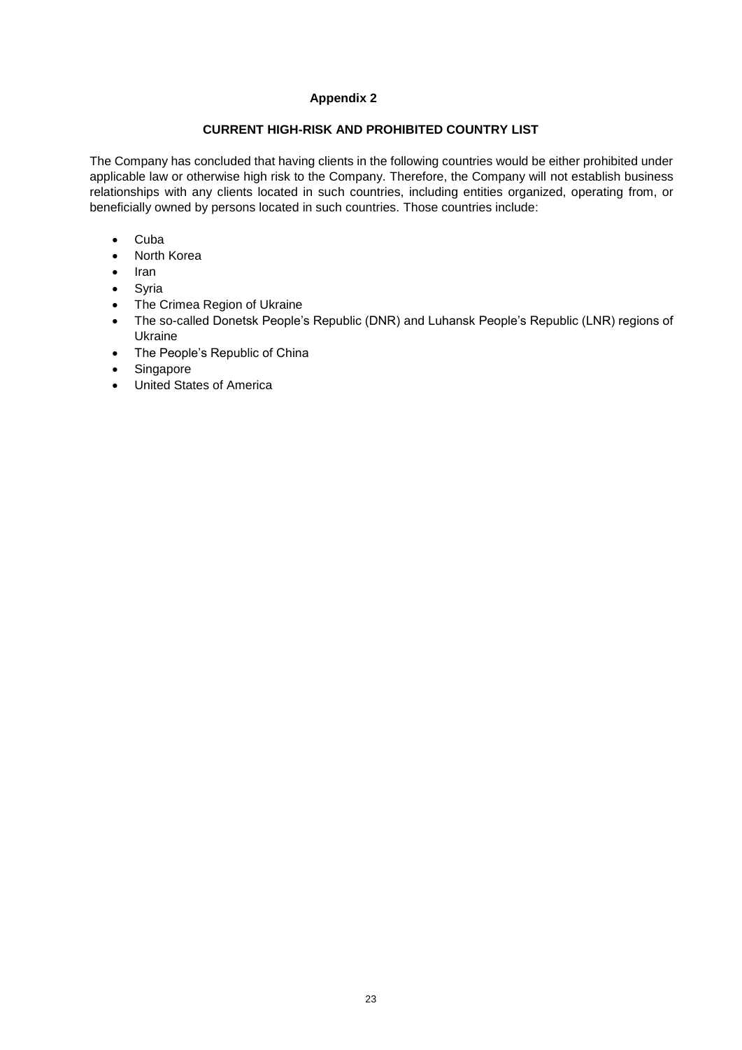## Appendix 2

### CURRENT HIGH-RISK AND PROHIBITED COUNTRY LIST

The Company has concluded that having clients in the following countries would be either prohibited under applicable law or otherwise high risk to the Company. Therefore, the Company will not establish business relationships with any clients located in such countries, including entities organized, operating from, or beneficially owned by persons located in such countries. Those countries include:

- Cuba
- North Korea
- Iran
- Syria
- The Crimea Region of Ukraine
- The so-called Donetsk People's Republic (DNR) and Luhansk People's Republic (LNR) regions of Ukraine
- The People's Republic of China
- Singapore
- United States of America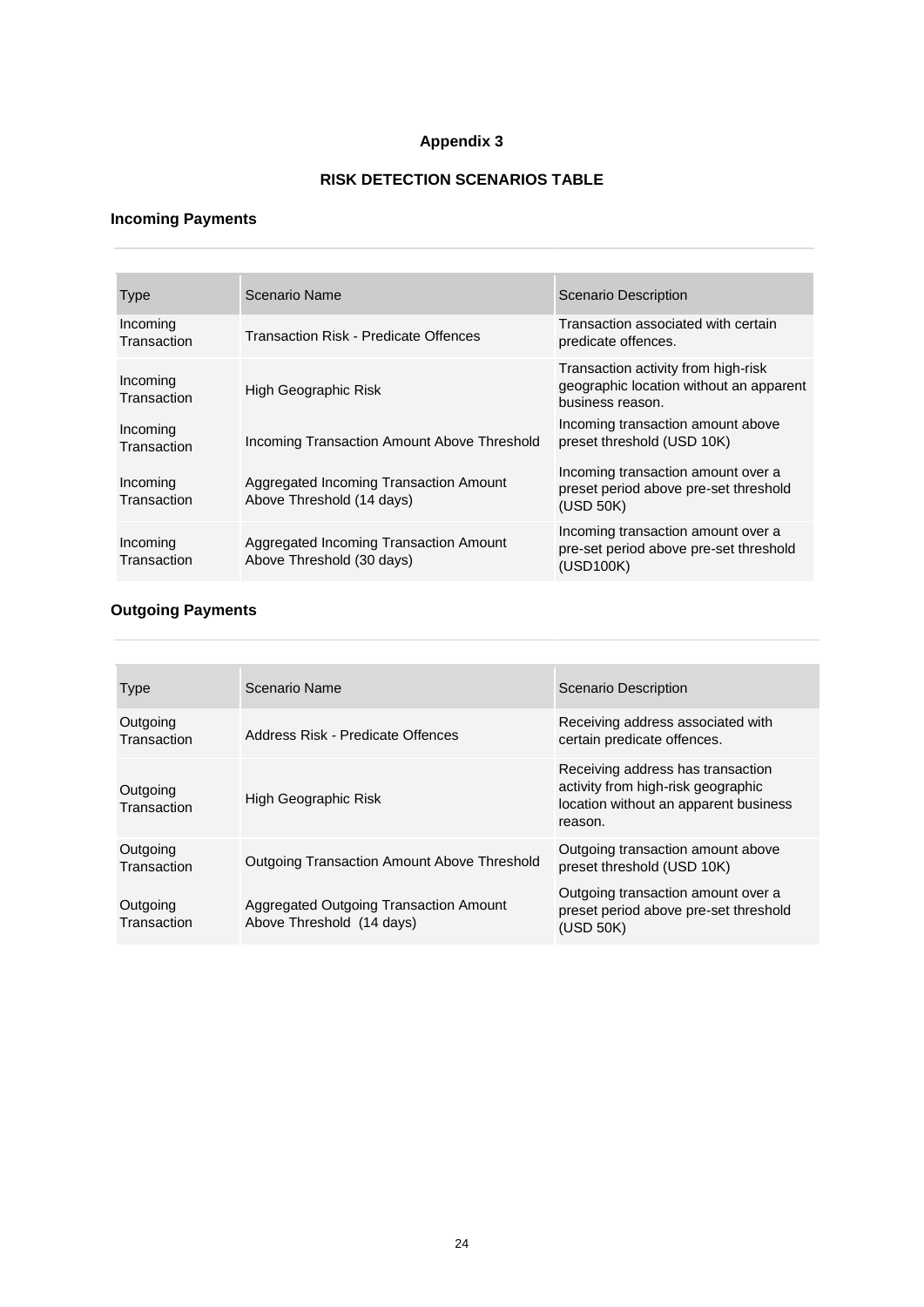# Appendix 3

## RISK DETECTION SCENARIOS TABLE

### Incoming Payments

| Type | Scenario Name | Scenario Description |
| --- | --- | --- |
| Incoming Transaction | Transaction Risk - Predicate Offences | Transaction associated with certain predicate offences. |
| Incoming Transaction | High Geographic Risk | Transaction activity from high-risk geographic location without an apparent business reason. |
| Incoming Transaction | Incoming Transaction Amount Above Threshold | Incoming transaction amount above preset threshold (USD 10K) |
| Incoming Transaction | Aggregated Incoming Transaction Amount Above Threshold (14 days) | Incoming transaction amount over a preset period above pre-set threshold (USD 50K) |
| Incoming Transaction | Aggregated Incoming Transaction Amount Above Threshold (30 days) | Incoming transaction amount over a pre-set period above pre-set threshold (USD100K) |

### Outgoing Payments

| Type | Scenario Name | Scenario Description |
| --- | --- | --- |
| Outgoing Transaction | Address Risk - Predicate Offences | Receiving address associated with certain predicate offences. |
| Outgoing Transaction | High Geographic Risk | Receiving address has transaction activity from high-risk geographic location without an apparent business reason. |
| Outgoing Transaction | Outgoing Transaction Amount Above Threshold | Outgoing transaction amount above preset threshold (USD 10K) |
| Outgoing Transaction | Aggregated Outgoing Transaction Amount Above Threshold (14 days) | Outgoing transaction amount over a preset period above pre-set threshold (USD 50K) |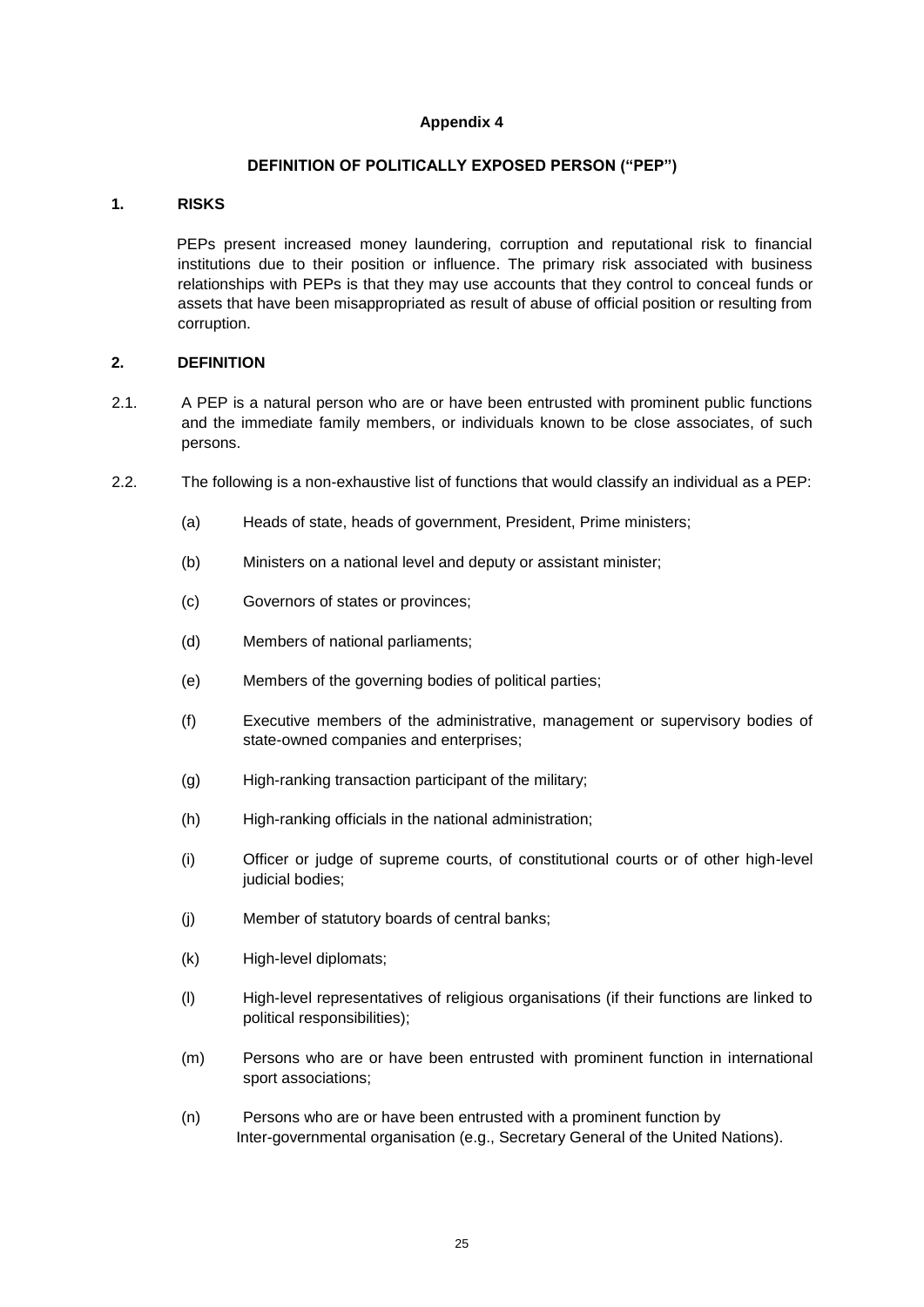# Appendix 4

## DEFINITION OF POLITICALLY EXPOSED PERSON ("PEP")

### 1. RISKS

PEPs present increased money laundering, corruption and reputational risk to financial institutions due to their position or influence. The primary risk associated with business relationships with PEPs is that they may use accounts that they control to conceal funds or assets that have been misappropriated as result of abuse of official position or resulting from corruption.

### 2. DEFINITION

2.1. A PEP is a natural person who are or have been entrusted with prominent public functions and the immediate family members, or individuals known to be close associates, of such persons.

2.2. The following is a non-exhaustive list of functions that would classify an individual as a PEP:

(a) Heads of state, heads of government, President, Prime ministers;

(b) Ministers on a national level and deputy or assistant minister;

(c) Governors of states or provinces;

(d) Members of national parliaments;

(e) Members of the governing bodies of political parties;

(f) Executive members of the administrative, management or supervisory bodies of state-owned companies and enterprises;

(g) High-ranking transaction participant of the military;

(h) High-ranking officials in the national administration;

(i) Officer or judge of supreme courts, of constitutional courts or of other high-level judicial bodies;

(j) Member of statutory boards of central banks;

(k) High-level diplomats;

(l) High-level representatives of religious organisations (if their functions are linked to political responsibilities);

(m) Persons who are or have been entrusted with prominent function in international sport associations;

(n) Persons who are or have been entrusted with a prominent function by Inter-governmental organisation (e.g., Secretary General of the United Nations).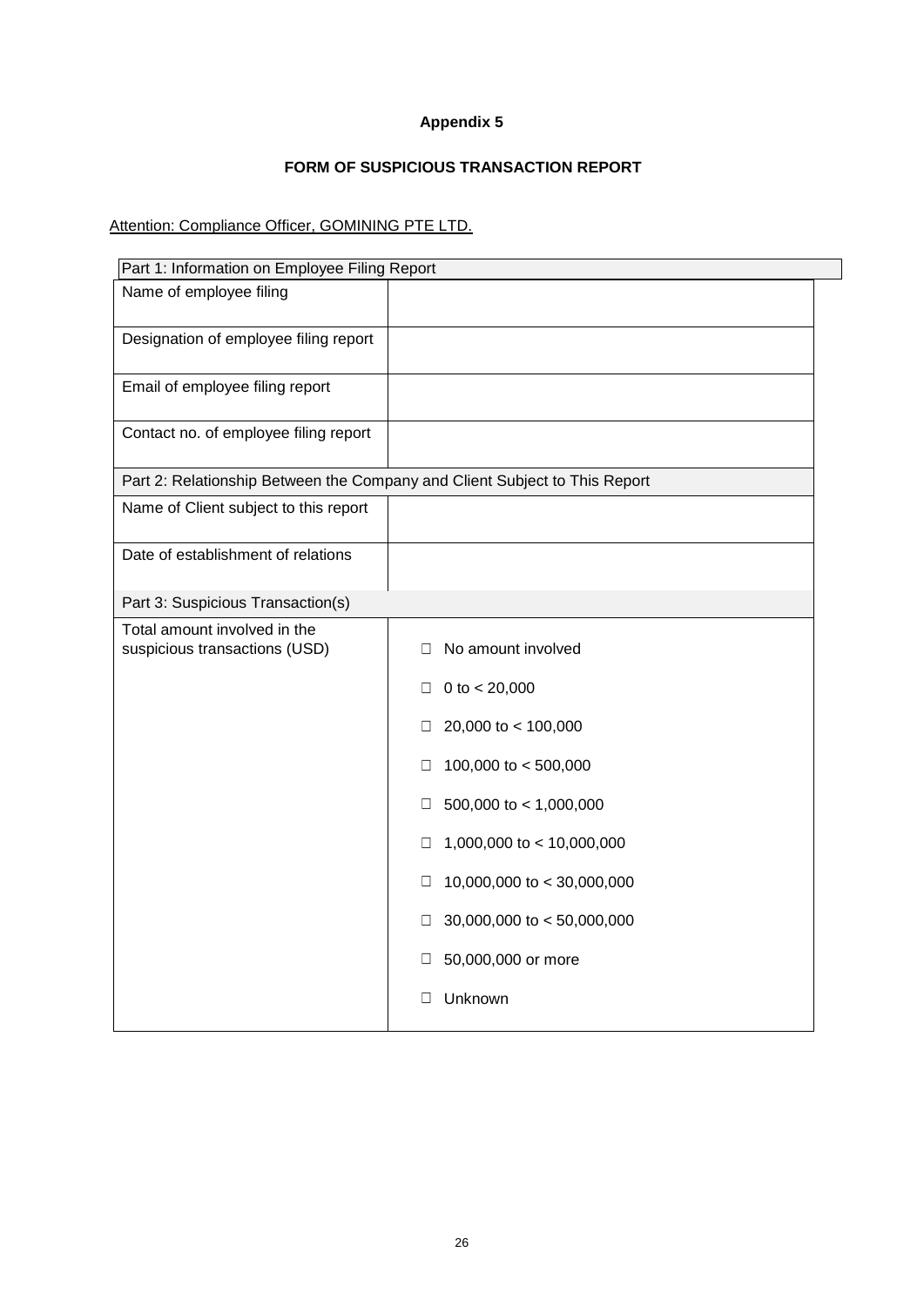**Appendix 5**

**FORM OF SUSPICIOUS TRANSACTION REPORT**

Attention: Compliance Officer, GOMINING PTE LTD.

| Part 1: Information on Employee Filing Report | |
|---|---|
| Name of employee filing | |
| Designation of employee filing report | |
| Email of employee filing report | |
| Contact no. of employee filing report | |
| **Part 2: Relationship Between the Company and Client Subject to This Report** | |
| Name of Client subject to this report | |
| Date of establishment of relations | |
| **Part 3: Suspicious Transaction(s)** | |
| Total amount involved in the suspicious transactions (USD) | ☐ No amount involved<br>☐ 0 to < 20,000<br>☐ 20,000 to < 100,000<br>☐ 100,000 to < 500,000<br>☐ 500,000 to < 1,000,000<br>☐ 1,000,000 to < 10,000,000<br>☐ 10,000,000 to < 30,000,000<br>☐ 30,000,000 to < 50,000,000<br>☐ 50,000,000 or more<br>☐ Unknown |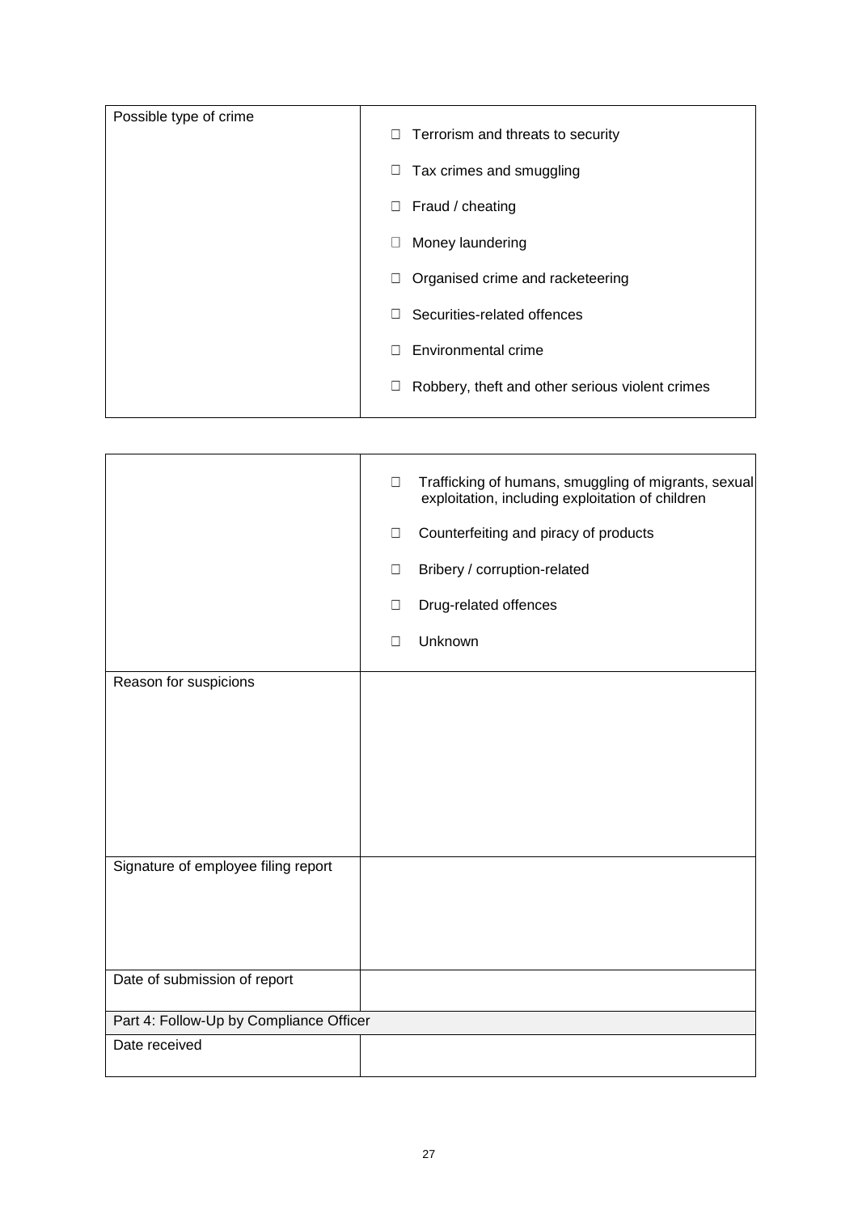| Possible type of crime | ☐ Terrorism and threats to security<br>☐ Tax crimes and smuggling<br>☐ Fraud / cheating<br>☐ Money laundering<br>☐ Organised crime and racketeering<br>☐ Securities-related offences<br>☐ Environmental crime<br>☐ Robbery, theft and other serious violent crimes |
|---|---|

| | ☐ Trafficking of humans, smuggling of migrants, sexual exploitation, including exploitation of children<br>☐ Counterfeiting and piracy of products<br>☐ Bribery / corruption-related<br>☐ Drug-related offences<br>☐ Unknown |
|---|---|
| Reason for suspicions | |
| Signature of employee filing report | |
| Date of submission of report | |
| Part 4: Follow-Up by Compliance Officer | |
| Date received | |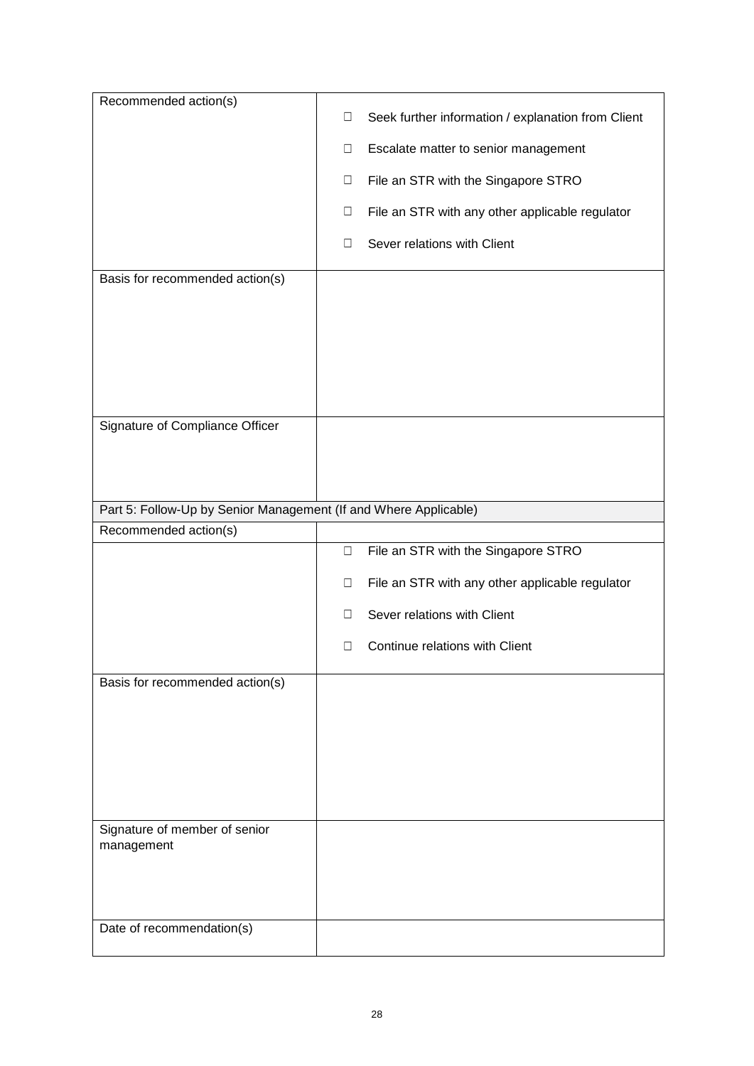| Recommended action(s) | ☐ Seek further information / explanation from Client<br><br>☐ Escalate matter to senior management<br><br>☐ File an STR with the Singapore STRO<br><br>☐ File an STR with any other applicable regulator<br><br>☐ Sever relations with Client |
|---|---|
| Basis for recommended action(s) | |
| Signature of Compliance Officer | |
| Part 5: Follow-Up by Senior Management (If and Where Applicable) | |
| Recommended action(s) | |
| | ☐ File an STR with the Singapore STRO<br><br>☐ File an STR with any other applicable regulator<br><br>☐ Sever relations with Client<br><br>☐ Continue relations with Client |
| Basis for recommended action(s) | |
| Signature of member of senior management | |
| Date of recommendation(s) | |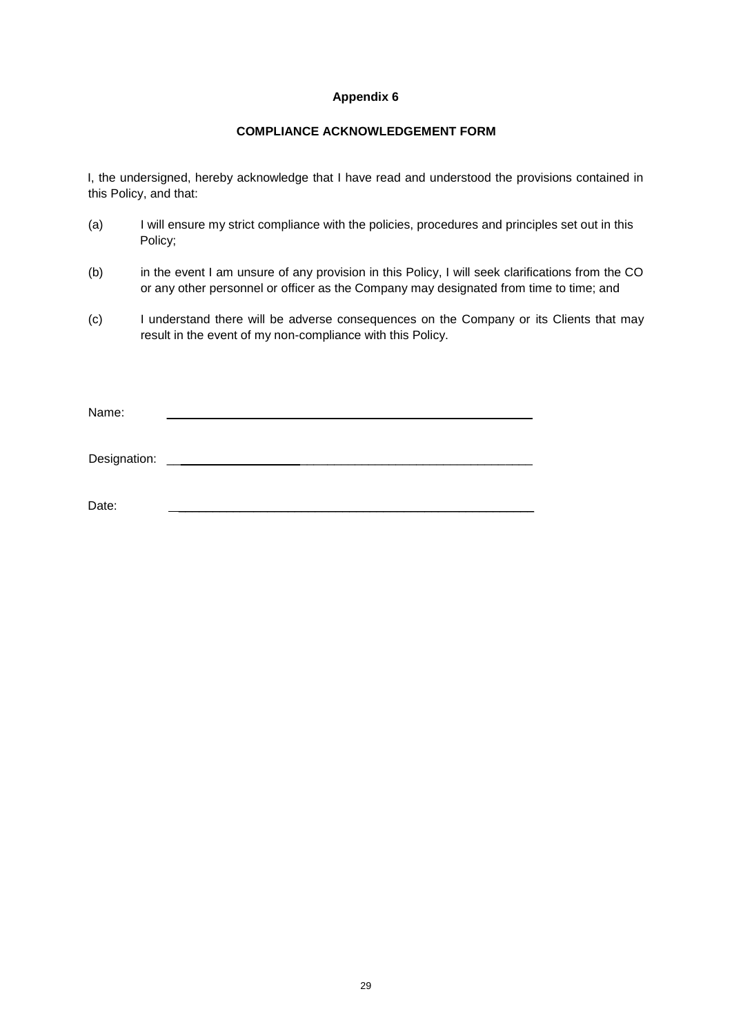**Appendix 6**

**COMPLIANCE ACKNOWLEDGEMENT FORM**

I, the undersigned, hereby acknowledge that I have read and understood the provisions contained in this Policy, and that:

(a) I will ensure my strict compliance with the policies, procedures and principles set out in this Policy;

(b) in the event I am unsure of any provision in this Policy, I will seek clarifications from the CO or any other personnel or officer as the Company may designated from time to time; and

(c) I understand there will be adverse consequences on the Company or its Clients that may result in the event of my non-compliance with this Policy.

Name: ______________________________________________

Designation: ______________________________________________

Date: ______________________________________________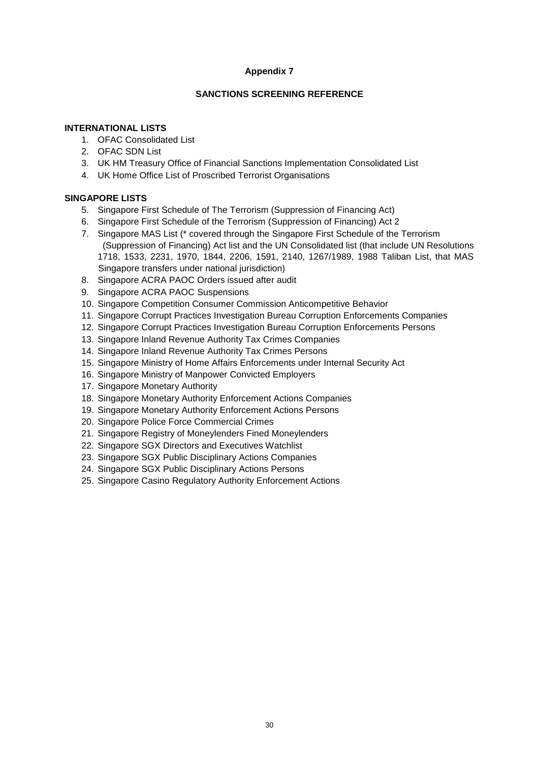**Appendix 7**

**SANCTIONS SCREENING REFERENCE**

**INTERNATIONAL LISTS**

1. OFAC Consolidated List
2. OFAC SDN List
3. UK HM Treasury Office of Financial Sanctions Implementation Consolidated List
4. UK Home Office List of Proscribed Terrorist Organisations

**SINGAPORE LISTS**

5. Singapore First Schedule of The Terrorism (Suppression of Financing Act)
6. Singapore First Schedule of the Terrorism (Suppression of Financing) Act 2
7. Singapore MAS List (* covered through the Singapore First Schedule of the Terrorism (Suppression of Financing) Act list and the UN Consolidated list (that include UN Resolutions 1718, 1533, 2231, 1970, 1844, 2206, 1591, 2140, 1267/1989, 1988 Taliban List, that MAS Singapore transfers under national jurisdiction)
8. Singapore ACRA PAOC Orders issued after audit
9. Singapore ACRA PAOC Suspensions
10. Singapore Competition Consumer Commission Anticompetitive Behavior
11. Singapore Corrupt Practices Investigation Bureau Corruption Enforcements Companies
12. Singapore Corrupt Practices Investigation Bureau Corruption Enforcements Persons
13. Singapore Inland Revenue Authority Tax Crimes Companies
14. Singapore Inland Revenue Authority Tax Crimes Persons
15. Singapore Ministry of Home Affairs Enforcements under Internal Security Act
16. Singapore Ministry of Manpower Convicted Employers
17. Singapore Monetary Authority
18. Singapore Monetary Authority Enforcement Actions Companies
19. Singapore Monetary Authority Enforcement Actions Persons
20. Singapore Police Force Commercial Crimes
21. Singapore Registry of Moneylenders Fined Moneylenders
22. Singapore SGX Directors and Executives Watchlist
23. Singapore SGX Public Disciplinary Actions Companies
24. Singapore SGX Public Disciplinary Actions Persons
25. Singapore Casino Regulatory Authority Enforcement Actions